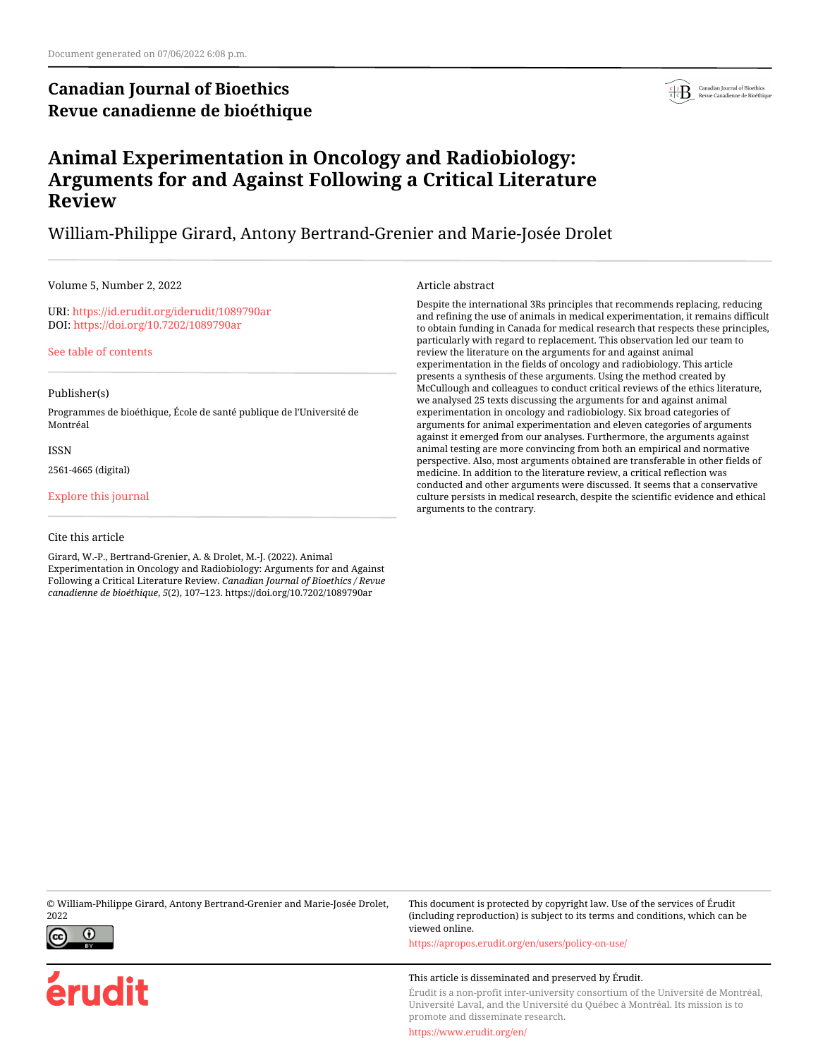Document generated on 07/06/2022 6:08 p.m.

**Canadian Journal of Bioethics**
**Revue canadienne de bioéthique**

# Animal Experimentation in Oncology and Radiobiology: Arguments for and Against Following a Critical Literature Review

William-Philippe Girard, Antony Bertrand-Grenier and Marie-Josée Drolet

Volume 5, Number 2, 2022

URI: https://id.erudit.org/iderudit/1089790ar
DOI: https://doi.org/10.7202/1089790ar

See table of contents

Publisher(s)

Programmes de bioéthique, École de santé publique de l'Université de Montréal

ISSN

2561-4665 (digital)

Explore this journal

Cite this article

Girard, W.-P., Bertrand-Grenier, A. & Drolet, M.-J. (2022). Animal Experimentation in Oncology and Radiobiology: Arguments for and Against Following a Critical Literature Review. *Canadian Journal of Bioethics / Revue canadienne de bioéthique*, *5*(2), 107–123. https://doi.org/10.7202/1089790ar

Article abstract

Despite the international 3Rs principles that recommends replacing, reducing and refining the use of animals in medical experimentation, it remains difficult to obtain funding in Canada for medical research that respects these principles, particularly with regard to replacement. This observation led our team to review the literature on the arguments for and against animal experimentation in the fields of oncology and radiobiology. This article presents a synthesis of these arguments. Using the method created by McCullough and colleagues to conduct critical reviews of the ethics literature, we analysed 25 texts discussing the arguments for and against animal experimentation in oncology and radiobiology. Six broad categories of arguments for animal experimentation and eleven categories of arguments against it emerged from our analyses. Furthermore, the arguments against animal testing are more convincing from both an empirical and normative perspective. Also, most arguments obtained are transferable in other fields of medicine. In addition to the literature review, a critical reflection was conducted and other arguments were discussed. It seems that a conservative culture persists in medical research, despite the scientific evidence and ethical arguments to the contrary.

© William-Philippe Girard, Antony Bertrand-Grenier and Marie-Josée Drolet, 2022

This document is protected by copyright law. Use of the services of Érudit (including reproduction) is subject to its terms and conditions, which can be viewed online.

https://apropos.erudit.org/en/users/policy-on-use/

This article is disseminated and preserved by Érudit.

Érudit is a non-profit inter-university consortium of the Université de Montréal, Université Laval, and the Université du Québec à Montréal. Its mission is to promote and disseminate research.

https://www.erudit.org/en/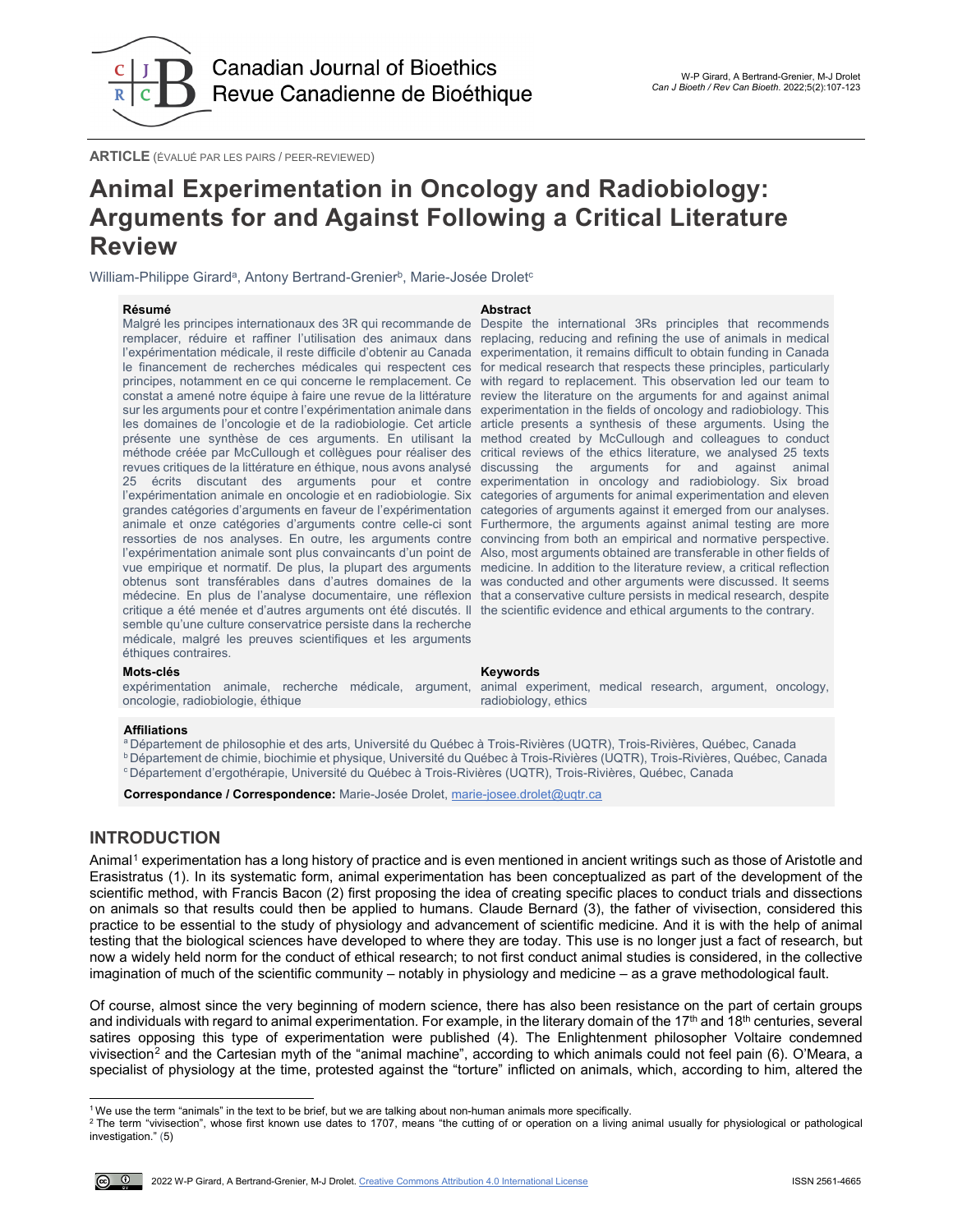ARTICLE (ÉVALUÉ PAR LES PAIRS / PEER-REVIEWED)

# Animal Experimentation in Oncology and Radiobiology: Arguments for and Against Following a Critical Literature Review

William-Philippe Girard[a], Antony Bertrand-Grenier[b], Marie-Josée Drolet[c]

**Résumé**

Malgré les principes internationaux des 3R qui recommande de remplacer, réduire et raffiner l'utilisation des animaux dans l'expérimentation médicale, il reste difficile d'obtenir au Canada le financement de recherches médicales qui respectent ces principes, notamment en ce qui concerne le remplacement. Ce constat a amené notre équipe à faire une revue de la littérature sur les arguments pour et contre l'expérimentation animale dans les domaines de l'oncologie et de la radiobiologie. Cet article présente une synthèse de ces arguments. En utilisant la méthode créée par McCullough et collègues pour réaliser des revues critiques de la littérature en éthique, nous avons analysé 25 écrits discutant des arguments pour et contre l'expérimentation animale en oncologie et en radiobiologie. Six grandes catégories d'arguments en faveur de l'expérimentation animale et onze catégories d'arguments contre celle-ci sont ressorties de nos analyses. En outre, les arguments contre l'expérimentation animale sont plus convaincants d'un point de vue empirique et normatif. De plus, la plupart des arguments obtenus sont transférables dans d'autres domaines de la médecine. En plus de l'analyse documentaire, une réflexion critique a été menée et d'autres arguments ont été discutés. Il semble qu'une culture conservatrice persiste dans la recherche médicale, malgré les preuves scientifiques et les arguments éthiques contraires.

**Mots-clés**

expérimentation animale, recherche médicale, argument, oncologie, radiobiologie, éthique

**Abstract**

Despite the international 3Rs principles that recommends replacing, reducing and refining the use of animals in medical experimentation, it remains difficult to obtain funding in Canada for medical research that respects these principles, particularly with regard to replacement. This observation led our team to review the literature on the arguments for and against animal experimentation in the fields of oncology and radiobiology. This article presents a synthesis of these arguments. Using the method created by McCullough and colleagues to conduct critical reviews of the ethics literature, we analysed 25 texts discussing the arguments for and against animal experimentation in oncology and radiobiology. Six broad categories of arguments for animal experimentation and eleven categories of arguments against it emerged from our analyses. Furthermore, the arguments against animal testing are more convincing from both an empirical and normative perspective. Also, most arguments obtained are transferable in other fields of medicine. In addition to the literature review, a critical reflection was conducted and other arguments were discussed. It seems that a conservative culture persists in medical research, despite the scientific evidence and ethical arguments to the contrary.

**Keywords**

animal experiment, medical research, argument, oncology, radiobiology, ethics

**Affiliations**

[a] Département de philosophie et des arts, Université du Québec à Trois-Rivières (UQTR), Trois-Rivières, Québec, Canada
[b] Département de chimie, biochimie et physique, Université du Québec à Trois-Rivières (UQTR), Trois-Rivières, Québec, Canada
[c] Département d'ergothérapie, Université du Québec à Trois-Rivières (UQTR), Trois-Rivières, Québec, Canada

**Correspondance / Correspondence:** Marie-Josée Drolet, marie-josee.drolet@uqtr.ca

## INTRODUCTION

Animal[1] experimentation has a long history of practice and is even mentioned in ancient writings such as those of Aristotle and Erasistratus (1). In its systematic form, animal experimentation has been conceptualized as part of the development of the scientific method, with Francis Bacon (2) first proposing the idea of creating specific places to conduct trials and dissections on animals so that results could then be applied to humans. Claude Bernard (3), the father of vivisection, considered this practice to be essential to the study of physiology and advancement of scientific medicine. And it is with the help of animal testing that the biological sciences have developed to where they are today. This use is no longer just a fact of research, but now a widely held norm for the conduct of ethical research; to not first conduct animal studies is considered, in the collective imagination of much of the scientific community – notably in physiology and medicine – as a grave methodological fault.

Of course, almost since the very beginning of modern science, there has also been resistance on the part of certain groups and individuals with regard to animal experimentation. For example, in the literary domain of the 17th and 18th centuries, several satires opposing this type of experimentation were published (4). The Enlightenment philosopher Voltaire condemned vivisection[2] and the Cartesian myth of the "animal machine", according to which animals could not feel pain (6). O'Meara, a specialist of physiology at the time, protested against the "torture" inflicted on animals, which, according to him, altered the

[1] We use the term "animals" in the text to be brief, but we are talking about non-human animals more specifically.

[2] The term "vivisection", whose first known use dates to 1707, means "the cutting of or operation on a living animal usually for physiological or pathological investigation." (5)

2022 W-P Girard, A Bertrand-Grenier, M-J Drolet. Creative Commons Attribution 4.0 International License ISSN 2561-4665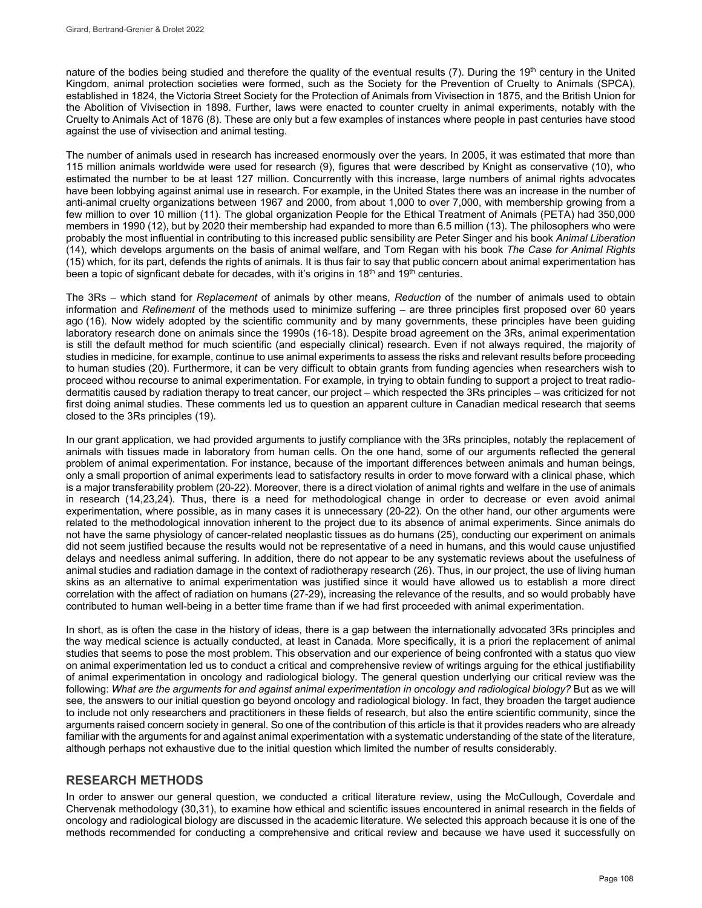nature of the bodies being studied and therefore the quality of the eventual results (7). During the 19th century in the United Kingdom, animal protection societies were formed, such as the Society for the Prevention of Cruelty to Animals (SPCA), established in 1824, the Victoria Street Society for the Protection of Animals from Vivisection in 1875, and the British Union for the Abolition of Vivisection in 1898. Further, laws were enacted to counter cruelty in animal experiments, notably with the Cruelty to Animals Act of 1876 (8). These are only but a few examples of instances where people in past centuries have stood against the use of vivisection and animal testing.

The number of animals used in research has increased enormously over the years. In 2005, it was estimated that more than 115 million animals worldwide were used for research (9), figures that were described by Knight as conservative (10), who estimated the number to be at least 127 million. Concurrently with this increase, large numbers of animal rights advocates have been lobbying against animal use in research. For example, in the United States there was an increase in the number of anti-animal cruelty organizations between 1967 and 2000, from about 1,000 to over 7,000, with membership growing from a few million to over 10 million (11). The global organization People for the Ethical Treatment of Animals (PETA) had 350,000 members in 1990 (12), but by 2020 their membership had expanded to more than 6.5 million (13). The philosophers who were probably the most influential in contributing to this increased public sensibility are Peter Singer and his book *Animal Liberation* (14), which develops arguments on the basis of animal welfare, and Tom Regan with his book *The Case for Animal Rights* (15) which, for its part, defends the rights of animals. It is thus fair to say that public concern about animal experimentation has been a topic of signficant debate for decades, with it's origins in 18th and 19th centuries.

The 3Rs – which stand for *Replacement* of animals by other means, *Reduction* of the number of animals used to obtain information and *Refinement* of the methods used to minimize suffering – are three principles first proposed over 60 years ago (16). Now widely adopted by the scientific community and by many governments, these principles have been guiding laboratory research done on animals since the 1990s (16-18). Despite broad agreement on the 3Rs, animal experimentation is still the default method for much scientific (and especially clinical) research. Even if not always required, the majority of studies in medicine, for example, continue to use animal experiments to assess the risks and relevant results before proceeding to human studies (20). Furthermore, it can be very difficult to obtain grants from funding agencies when researchers wish to proceed withou recourse to animal experimentation. For example, in trying to obtain funding to support a project to treat radio-dermatitis caused by radiation therapy to treat cancer, our project – which respected the 3Rs principles – was criticized for not first doing animal studies. These comments led us to question an apparent culture in Canadian medical research that seems closed to the 3Rs principles (19).

In our grant application, we had provided arguments to justify compliance with the 3Rs principles, notably the replacement of animals with tissues made in laboratory from human cells. On the one hand, some of our arguments reflected the general problem of animal experimentation. For instance, because of the important differences between animals and human beings, only a small proportion of animal experiments lead to satisfactory results in order to move forward with a clinical phase, which is a major transferability problem (20-22). Moreover, there is a direct violation of animal rights and welfare in the use of animals in research (14,23,24). Thus, there is a need for methodological change in order to decrease or even avoid animal experimentation, where possible, as in many cases it is unnecessary (20-22). On the other hand, our other arguments were related to the methodological innovation inherent to the project due to its absence of animal experiments. Since animals do not have the same physiology of cancer-related neoplastic tissues as do humans (25), conducting our experiment on animals did not seem justified because the results would not be representative of a need in humans, and this would cause unjustified delays and needless animal suffering. In addition, there do not appear to be any systematic reviews about the usefulness of animal studies and radiation damage in the context of radiotherapy research (26). Thus, in our project, the use of living human skins as an alternative to animal experimentation was justified since it would have allowed us to establish a more direct correlation with the affect of radiation on humans (27-29), increasing the relevance of the results, and so would probably have contributed to human well-being in a better time frame than if we had first proceeded with animal experimentation.

In short, as is often the case in the history of ideas, there is a gap between the internationally advocated 3Rs principles and the way medical science is actually conducted, at least in Canada. More specifically, it is a priori the replacement of animal studies that seems to pose the most problem. This observation and our experience of being confronted with a status quo view on animal experimentation led us to conduct a critical and comprehensive review of writings arguing for the ethical justifiability of animal experimentation in oncology and radiological biology. The general question underlying our critical review was the following: *What are the arguments for and against animal experimentation in oncology and radiological biology?* But as we will see, the answers to our initial question go beyond oncology and radiological biology. In fact, they broaden the target audience to include not only researchers and practitioners in these fields of research, but also the entire scientific community, since the arguments raised concern society in general. So one of the contribution of this article is that it provides readers who are already familiar with the arguments for and against animal experimentation with a systematic understanding of the state of the literature, although perhaps not exhaustive due to the initial question which limited the number of results considerably.

## RESEARCH METHODS

In order to answer our general question, we conducted a critical literature review, using the McCullough, Coverdale and Chervenak methodology (30,31), to examine how ethical and scientific issues encountered in animal research in the fields of oncology and radiological biology are discussed in the academic literature. We selected this approach because it is one of the methods recommended for conducting a comprehensive and critical review and because we have used it successfully on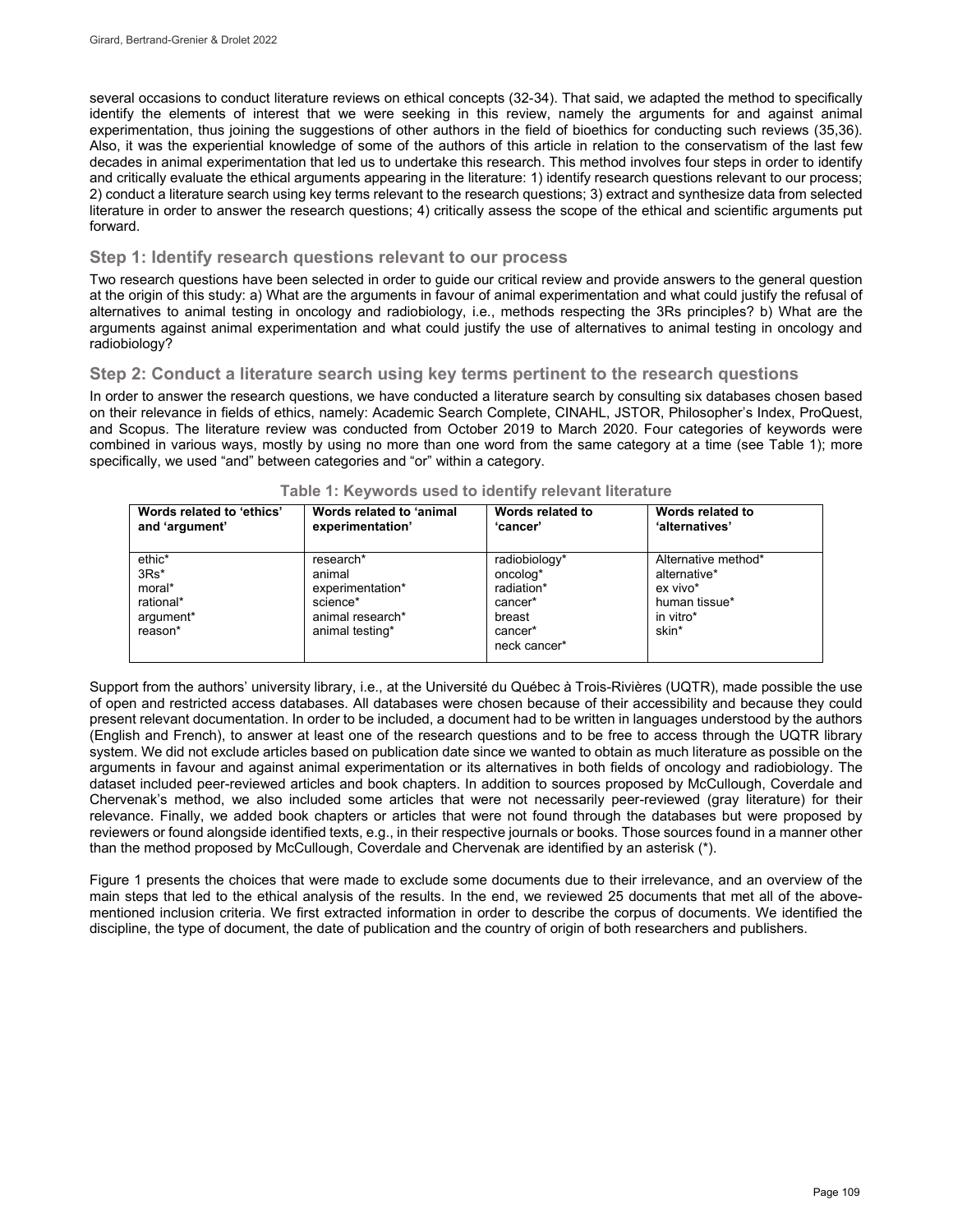several occasions to conduct literature reviews on ethical concepts (32-34). That said, we adapted the method to specifically identify the elements of interest that we were seeking in this review, namely the arguments for and against animal experimentation, thus joining the suggestions of other authors in the field of bioethics for conducting such reviews (35,36). Also, it was the experiential knowledge of some of the authors of this article in relation to the conservatism of the last few decades in animal experimentation that led us to undertake this research. This method involves four steps in order to identify and critically evaluate the ethical arguments appearing in the literature: 1) identify research questions relevant to our process; 2) conduct a literature search using key terms relevant to the research questions; 3) extract and synthesize data from selected literature in order to answer the research questions; 4) critically assess the scope of the ethical and scientific arguments put forward.

## Step 1: Identify research questions relevant to our process

Two research questions have been selected in order to guide our critical review and provide answers to the general question at the origin of this study: a) What are the arguments in favour of animal experimentation and what could justify the refusal of alternatives to animal testing in oncology and radiobiology, i.e., methods respecting the 3Rs principles? b) What are the arguments against animal experimentation and what could justify the use of alternatives to animal testing in oncology and radiobiology?

## Step 2: Conduct a literature search using key terms pertinent to the research questions

In order to answer the research questions, we have conducted a literature search by consulting six databases chosen based on their relevance in fields of ethics, namely: Academic Search Complete, CINAHL, JSTOR, Philosopher's Index, ProQuest, and Scopus. The literature review was conducted from October 2019 to March 2020. Four categories of keywords were combined in various ways, mostly by using no more than one word from the same category at a time (see Table 1); more specifically, we used "and" between categories and "or" within a category.

**Table 1: Keywords used to identify relevant literature**

| Words related to 'ethics' and 'argument' | Words related to 'animal experimentation' | Words related to 'cancer' | Words related to 'alternatives' |
|---|---|---|---|
| ethic*<br>3Rs*<br>moral*<br>rational*<br>argument*<br>reason* | research*<br>animal<br>experimentation*<br>science*<br>animal research*<br>animal testing* | radiobiology*<br>oncolog*<br>radiation*<br>cancer*<br>breast<br>cancer*<br>neck cancer* | Alternative method*<br>alternative*<br>ex vivo*<br>human tissue*<br>in vitro*<br>skin* |

Support from the authors' university library, i.e., at the Université du Québec à Trois-Rivières (UQTR), made possible the use of open and restricted access databases. All databases were chosen because of their accessibility and because they could present relevant documentation. In order to be included, a document had to be written in languages understood by the authors (English and French), to answer at least one of the research questions and to be free to access through the UQTR library system. We did not exclude articles based on publication date since we wanted to obtain as much literature as possible on the arguments in favour and against animal experimentation or its alternatives in both fields of oncology and radiobiology. The dataset included peer-reviewed articles and book chapters. In addition to sources proposed by McCullough, Coverdale and Chervenak's method, we also included some articles that were not necessarily peer-reviewed (gray literature) for their relevance. Finally, we added book chapters or articles that were not found through the databases but were proposed by reviewers or found alongside identified texts, e.g., in their respective journals or books. Those sources found in a manner other than the method proposed by McCullough, Coverdale and Chervenak are identified by an asterisk (*).

Figure 1 presents the choices that were made to exclude some documents due to their irrelevance, and an overview of the main steps that led to the ethical analysis of the results. In the end, we reviewed 25 documents that met all of the above-mentioned inclusion criteria. We first extracted information in order to describe the corpus of documents. We identified the discipline, the type of document, the date of publication and the country of origin of both researchers and publishers.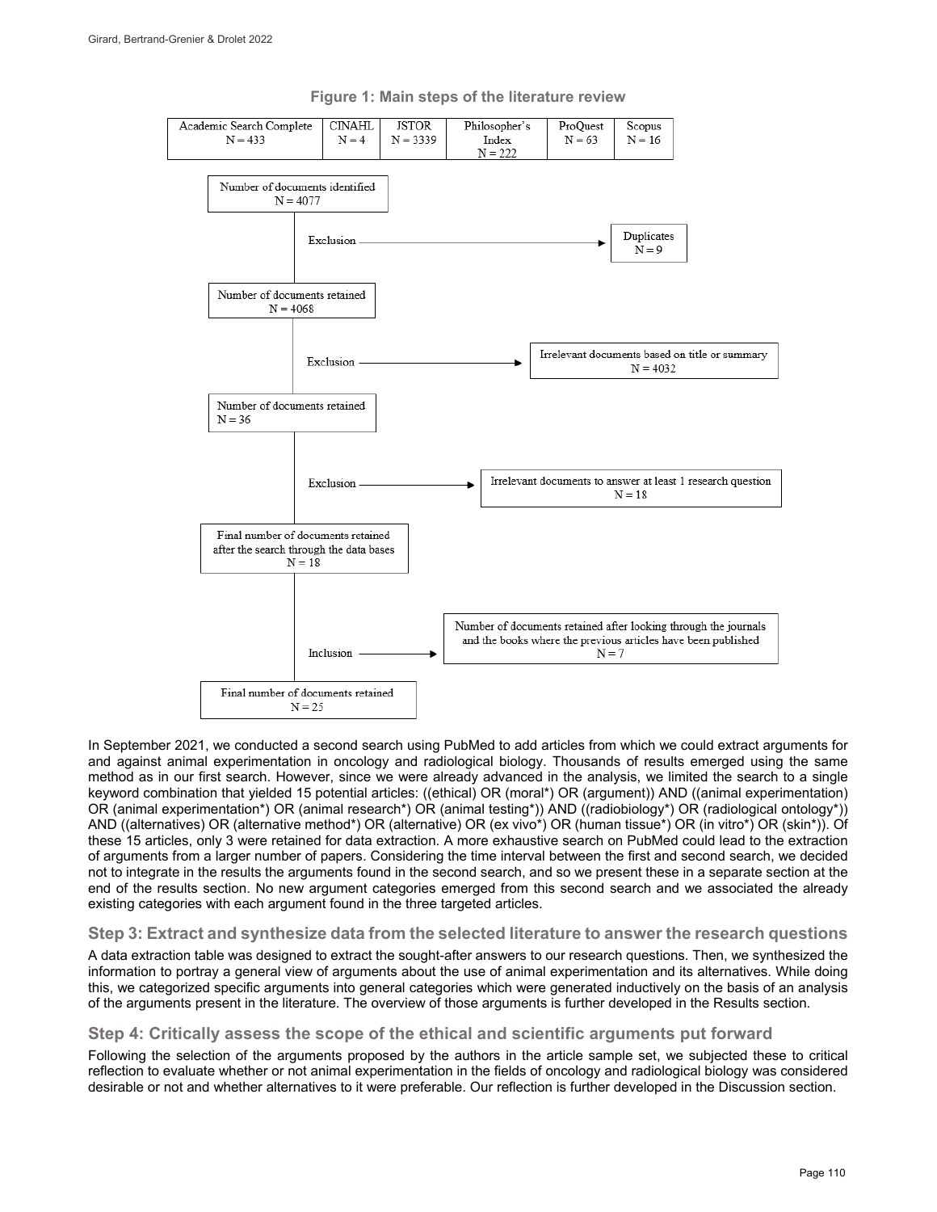**Figure 1: Main steps of the literature review**

| Academic Search Complete | CINAHL | JSTOR | Philosopher's Index | ProQuest | Scopus |
|---|---|---|---|---|---|
| N = 433 | N = 4 | N = 3339 | N = 222 | N = 63 | N = 16 |

Number of documents identified
N = 4077

Exclusion → Duplicates
N = 9

Number of documents retained
N = 4068

Exclusion → Irrelevant documents based on title or summary
N = 4032

Number of documents retained
N = 36

Exclusion → Irrelevant documents to answer at least 1 research question
N = 18

Final number of documents retained after the search through the data bases
N = 18

Inclusion → Number of documents retained after looking through the journals and the books where the previous articles have been published
N = 7

Final number of documents retained
N = 25

In September 2021, we conducted a second search using PubMed to add articles from which we could extract arguments for and against animal experimentation in oncology and radiological biology. Thousands of results emerged using the same method as in our first search. However, since we were already advanced in the analysis, we limited the search to a single keyword combination that yielded 15 potential articles: ((ethical) OR (moral*) OR (argument)) AND ((animal experimentation) OR (animal experimentation*) OR (animal research*) OR (animal testing*)) AND ((radiobiology*) OR (radiological ontology*)) AND ((alternatives) OR (alternative method*) OR (alternative) OR (ex vivo*) OR (human tissue*) OR (in vitro*) OR (skin*)). Of these 15 articles, only 3 were retained for data extraction. A more exhaustive search on PubMed could lead to the extraction of arguments from a larger number of papers. Considering the time interval between the first and second search, we decided not to integrate in the results the arguments found in the second search, and so we present these in a separate section at the end of the results section. No new argument categories emerged from this second search and we associated the already existing categories with each argument found in the three targeted articles.

### Step 3: Extract and synthesize data from the selected literature to answer the research questions

A data extraction table was designed to extract the sought-after answers to our research questions. Then, we synthesized the information to portray a general view of arguments about the use of animal experimentation and its alternatives. While doing this, we categorized specific arguments into general categories which were generated inductively on the basis of an analysis of the arguments present in the literature. The overview of those arguments is further developed in the Results section.

### Step 4: Critically assess the scope of the ethical and scientific arguments put forward

Following the selection of the arguments proposed by the authors in the article sample set, we subjected these to critical reflection to evaluate whether or not animal experimentation in the fields of oncology and radiological biology was considered desirable or not and whether alternatives to it were preferable. Our reflection is further developed in the Discussion section.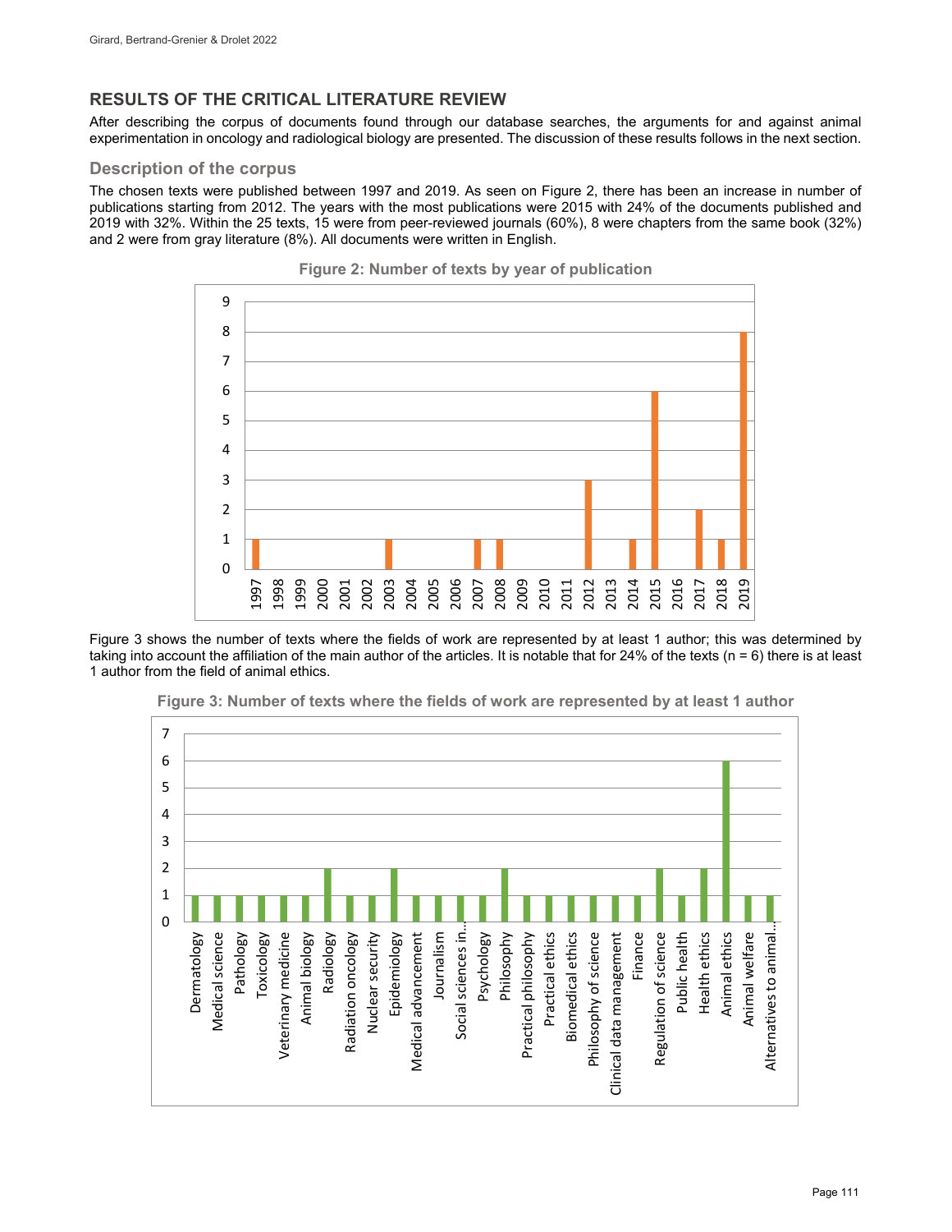## RESULTS OF THE CRITICAL LITERATURE REVIEW

After describing the corpus of documents found through our database searches, the arguments for and against animal experimentation in oncology and radiological biology are presented. The discussion of these results follows in the next section.

### Description of the corpus

The chosen texts were published between 1997 and 2019. As seen on Figure 2, there has been an increase in number of publications starting from 2012. The years with the most publications were 2015 with 24% of the documents published and 2019 with 32%. Within the 25 texts, 15 were from peer-reviewed journals (60%), 8 were chapters from the same book (32%) and 2 were from gray literature (8%). All documents were written in English.

**Figure 2: Number of texts by year of publication**

| Year | Number of texts |
| --- | --- |
| 1997 | 1 |
| 1998 | 0 |
| 1999 | 0 |
| 2000 | 0 |
| 2001 | 0 |
| 2002 | 0 |
| 2003 | 1 |
| 2004 | 0 |
| 2005 | 0 |
| 2006 | 0 |
| 2007 | 1 |
| 2008 | 1 |
| 2009 | 0 |
| 2010 | 0 |
| 2011 | 0 |
| 2012 | 3 |
| 2013 | 0 |
| 2014 | 1 |
| 2015 | 6 |
| 2016 | 0 |
| 2017 | 2 |
| 2018 | 1 |
| 2019 | 8 |

Figure 3 shows the number of texts where the fields of work are represented by at least 1 author; this was determined by taking into account the affiliation of the main author of the articles. It is notable that for 24% of the texts (n = 6) there is at least 1 author from the field of animal ethics.

**Figure 3: Number of texts where the fields of work are represented by at least 1 author**

| Field | Number of texts |
| --- | --- |
| Dermatology | 1 |
| Medical science | 1 |
| Pathology | 1 |
| Toxicology | 1 |
| Veterinary medicine | 1 |
| Animal biology | 1 |
| Radiology | 2 |
| Radiation oncology | 1 |
| Nuclear security | 1 |
| Epidemiology | 2 |
| Medical advancement | 1 |
| Journalism | 1 |
| Social sciences in... | 1 |
| Psychology | 1 |
| Philosophy | 2 |
| Practical philosophy | 1 |
| Practical ethics | 1 |
| Biomedical ethics | 1 |
| Philosophy of science | 1 |
| Clinical data management | 1 |
| Finance | 1 |
| Regulation of science | 2 |
| Public health | 1 |
| Health ethics | 2 |
| Animal ethics | 6 |
| Animal welfare | 1 |
| Alternatives to animal... | 1 |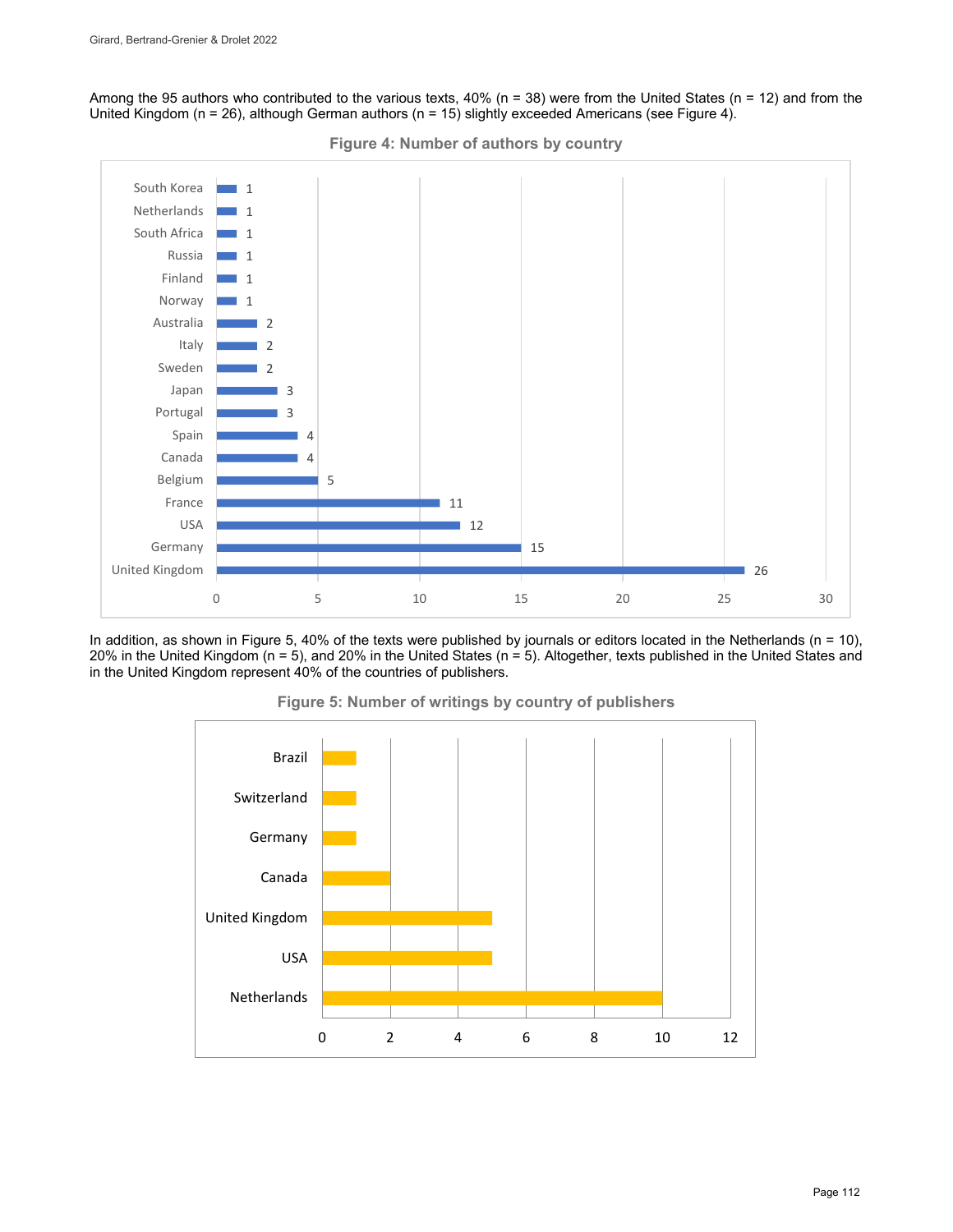Among the 95 authors who contributed to the various texts, 40% (n = 38) were from the United States (n = 12) and from the United Kingdom (n = 26), although German authors (n = 15) slightly exceeded Americans (see Figure 4).

**Figure 4: Number of authors by country**

| Country | Number of authors |
|---|---|
| South Korea | 1 |
| Netherlands | 1 |
| South Africa | 1 |
| Russia | 1 |
| Finland | 1 |
| Norway | 1 |
| Australia | 2 |
| Italy | 2 |
| Sweden | 2 |
| Japan | 3 |
| Portugal | 3 |
| Spain | 4 |
| Canada | 4 |
| Belgium | 5 |
| France | 11 |
| USA | 12 |
| Germany | 15 |
| United Kingdom | 26 |

In addition, as shown in Figure 5, 40% of the texts were published by journals or editors located in the Netherlands (n = 10), 20% in the United Kingdom (n = 5), and 20% in the United States (n = 5). Altogether, texts published in the United States and in the United Kingdom represent 40% of the countries of publishers.

**Figure 5: Number of writings by country of publishers**

| Country | Number of writings |
|---|---|
| Brazil | 1 |
| Switzerland | 1 |
| Germany | 1 |
| Canada | 2 |
| United Kingdom | 5 |
| USA | 5 |
| Netherlands | 10 |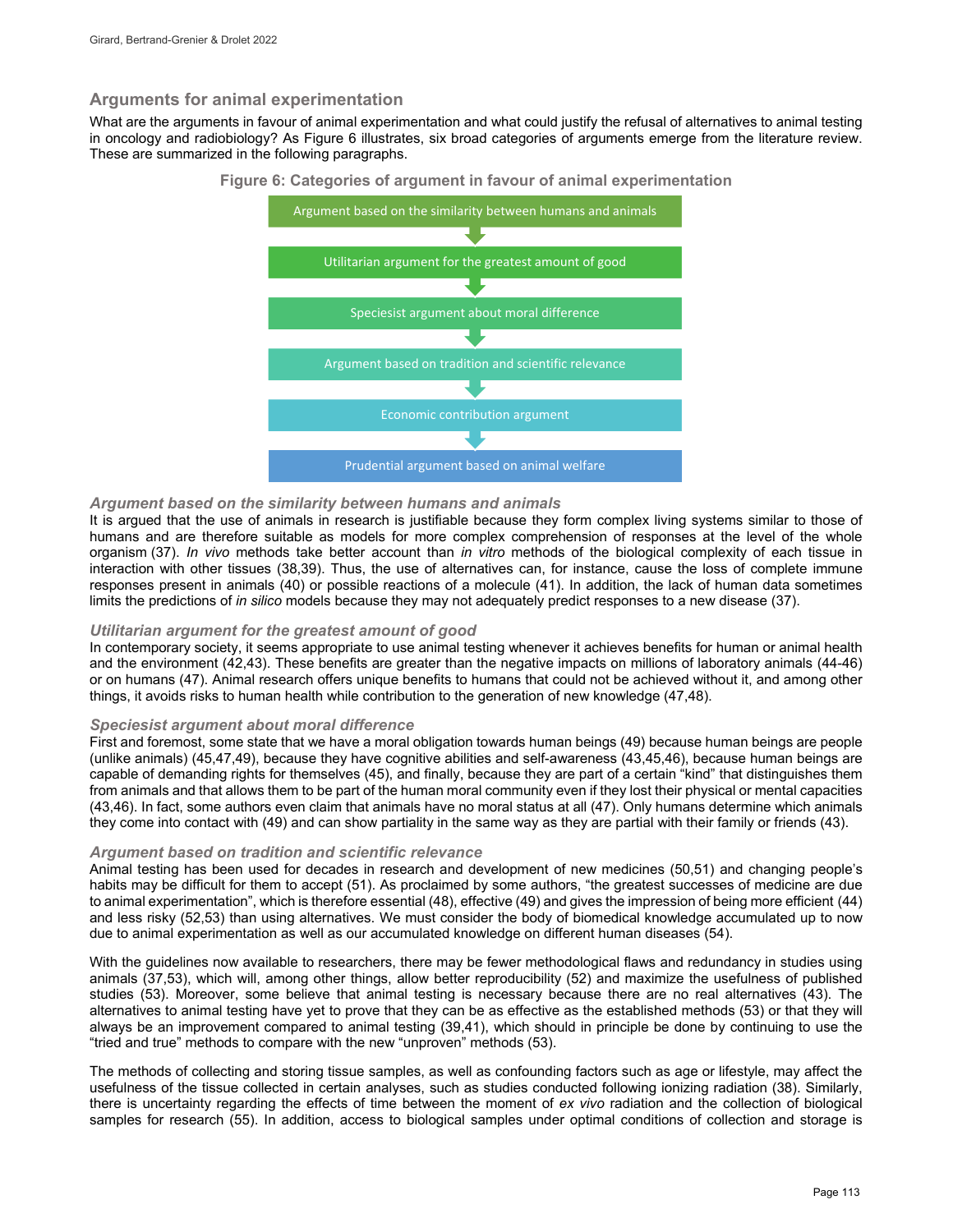## Arguments for animal experimentation

What are the arguments in favour of animal experimentation and what could justify the refusal of alternatives to animal testing in oncology and radiobiology? As Figure 6 illustrates, six broad categories of arguments emerge from the literature review. These are summarized in the following paragraphs.

**Figure 6: Categories of argument in favour of animal experimentation**

- Argument based on the similarity between humans and animals
- Utilitarian argument for the greatest amount of good
- Speciesist argument about moral difference
- Argument based on tradition and scientific relevance
- Economic contribution argument
- Prudential argument based on animal welfare

### *Argument based on the similarity between humans and animals*

It is argued that the use of animals in research is justifiable because they form complex living systems similar to those of humans and are therefore suitable as models for more complex comprehension of responses at the level of the whole organism (37). *In vivo* methods take better account than *in vitro* methods of the biological complexity of each tissue in interaction with other tissues (38,39). Thus, the use of alternatives can, for instance, cause the loss of complete immune responses present in animals (40) or possible reactions of a molecule (41). In addition, the lack of human data sometimes limits the predictions of *in silico* models because they may not adequately predict responses to a new disease (37).

### *Utilitarian argument for the greatest amount of good*

In contemporary society, it seems appropriate to use animal testing whenever it achieves benefits for human or animal health and the environment (42,43). These benefits are greater than the negative impacts on millions of laboratory animals (44-46) or on humans (47). Animal research offers unique benefits to humans that could not be achieved without it, and among other things, it avoids risks to human health while contribution to the generation of new knowledge (47,48).

### *Speciesist argument about moral difference*

First and foremost, some state that we have a moral obligation towards human beings (49) because human beings are people (unlike animals) (45,47,49), because they have cognitive abilities and self-awareness (43,45,46), because human beings are capable of demanding rights for themselves (45), and finally, because they are part of a certain "kind" that distinguishes them from animals and that allows them to be part of the human moral community even if they lost their physical or mental capacities (43,46). In fact, some authors even claim that animals have no moral status at all (47). Only humans determine which animals they come into contact with (49) and can show partiality in the same way as they are partial with their family or friends (43).

### *Argument based on tradition and scientific relevance*

Animal testing has been used for decades in research and development of new medicines (50,51) and changing people's habits may be difficult for them to accept (51). As proclaimed by some authors, "the greatest successes of medicine are due to animal experimentation", which is therefore essential (48), effective (49) and gives the impression of being more efficient (44) and less risky (52,53) than using alternatives. We must consider the body of biomedical knowledge accumulated up to now due to animal experimentation as well as our accumulated knowledge on different human diseases (54).

With the guidelines now available to researchers, there may be fewer methodological flaws and redundancy in studies using animals (37,53), which will, among other things, allow better reproducibility (52) and maximize the usefulness of published studies (53). Moreover, some believe that animal testing is necessary because there are no real alternatives (43). The alternatives to animal testing have yet to prove that they can be as effective as the established methods (53) or that they will always be an improvement compared to animal testing (39,41), which should in principle be done by continuing to use the "tried and true" methods to compare with the new "unproven" methods (53).

The methods of collecting and storing tissue samples, as well as confounding factors such as age or lifestyle, may affect the usefulness of the tissue collected in certain analyses, such as studies conducted following ionizing radiation (38). Similarly, there is uncertainty regarding the effects of time between the moment of *ex vivo* radiation and the collection of biological samples for research (55). In addition, access to biological samples under optimal conditions of collection and storage is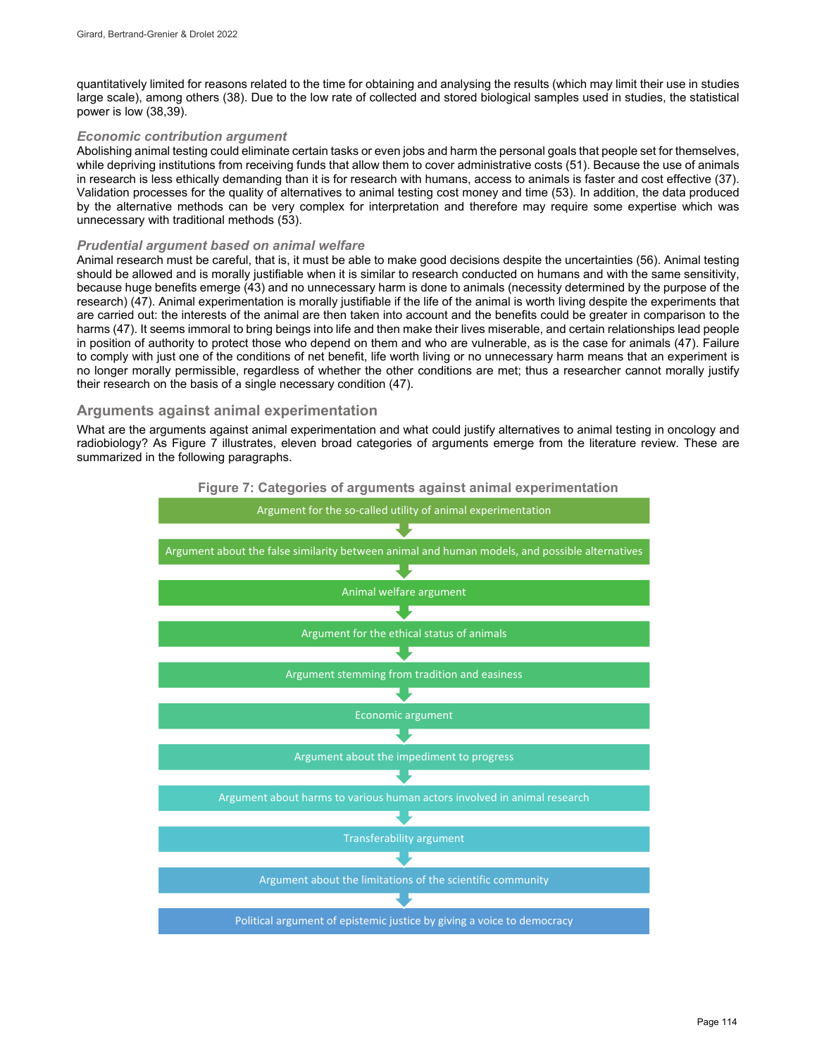quantitatively limited for reasons related to the time for obtaining and analysing the results (which may limit their use in studies large scale), among others (38). Due to the low rate of collected and stored biological samples used in studies, the statistical power is low (38,39).

### *Economic contribution argument*

Abolishing animal testing could eliminate certain tasks or even jobs and harm the personal goals that people set for themselves, while depriving institutions from receiving funds that allow them to cover administrative costs (51). Because the use of animals in research is less ethically demanding than it is for research with humans, access to animals is faster and cost effective (37). Validation processes for the quality of alternatives to animal testing cost money and time (53). In addition, the data produced by the alternative methods can be very complex for interpretation and therefore may require some expertise which was unnecessary with traditional methods (53).

### *Prudential argument based on animal welfare*

Animal research must be careful, that is, it must be able to make good decisions despite the uncertainties (56). Animal testing should be allowed and is morally justifiable when it is similar to research conducted on humans and with the same sensitivity, because huge benefits emerge (43) and no unnecessary harm is done to animals (necessity determined by the purpose of the research) (47). Animal experimentation is morally justifiable if the life of the animal is worth living despite the experiments that are carried out: the interests of the animal are then taken into account and the benefits could be greater in comparison to the harms (47). It seems immoral to bring beings into life and then make their lives miserable, and certain relationships lead people in position of authority to protect those who depend on them and who are vulnerable, as is the case for animals (47). Failure to comply with just one of the conditions of net benefit, life worth living or no unnecessary harm means that an experiment is no longer morally permissible, regardless of whether the other conditions are met; thus a researcher cannot morally justify their research on the basis of a single necessary condition (47).

## Arguments against animal experimentation

What are the arguments against animal experimentation and what could justify alternatives to animal testing in oncology and radiobiology? As Figure 7 illustrates, eleven broad categories of arguments emerge from the literature review. These are summarized in the following paragraphs.

**Figure 7: Categories of arguments against animal experimentation**

- Argument for the so-called utility of animal experimentation
- Argument about the false similarity between animal and human models, and possible alternatives
- Animal welfare argument
- Argument for the ethical status of animals
- Argument stemming from tradition and easiness
- Economic argument
- Argument about the impediment to progress
- Argument about harms to various human actors involved in animal research
- Transferability argument
- Argument about the limitations of the scientific community
- Political argument of epistemic justice by giving a voice to democracy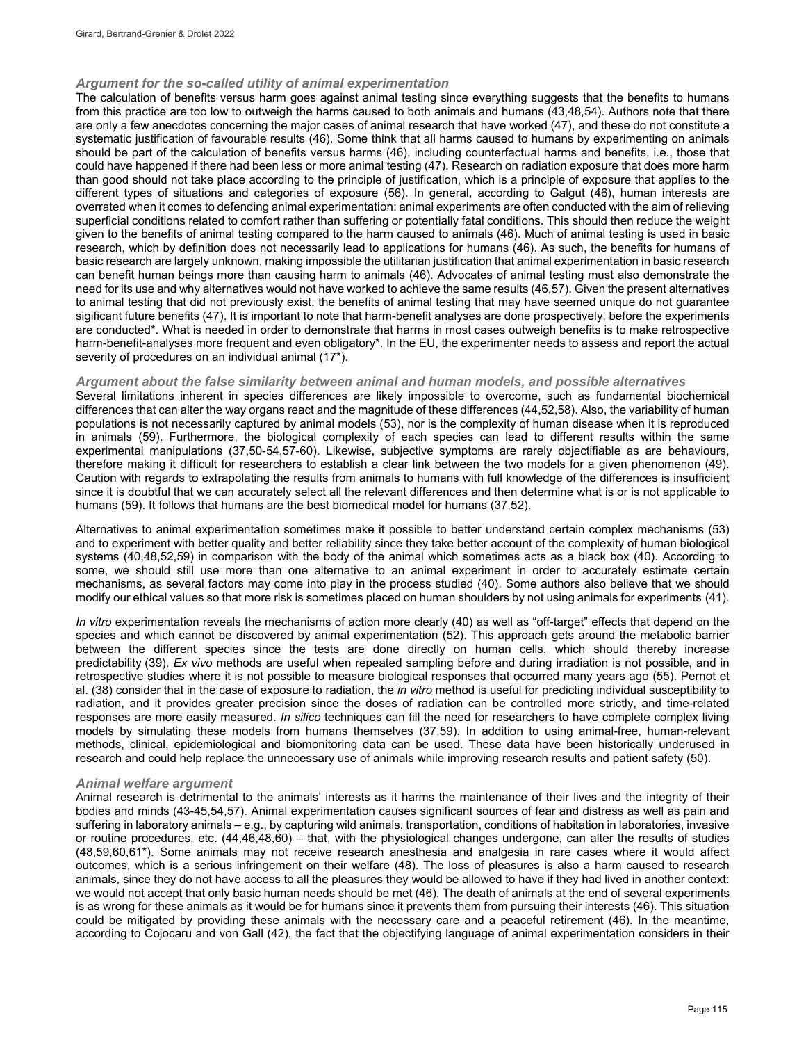### *Argument for the so-called utility of animal experimentation*

The calculation of benefits versus harm goes against animal testing since everything suggests that the benefits to humans from this practice are too low to outweigh the harms caused to both animals and humans (43,48,54). Authors note that there are only a few anecdotes concerning the major cases of animal research that have worked (47), and these do not constitute a systematic justification of favourable results (46). Some think that all harms caused to humans by experimenting on animals should be part of the calculation of benefits versus harms (46), including counterfactual harms and benefits, i.e., those that could have happened if there had been less or more animal testing (47). Research on radiation exposure that does more harm than good should not take place according to the principle of justification, which is a principle of exposure that applies to the different types of situations and categories of exposure (56). In general, according to Galgut (46), human interests are overrated when it comes to defending animal experimentation: animal experiments are often conducted with the aim of relieving superficial conditions related to comfort rather than suffering or potentially fatal conditions. This should then reduce the weight given to the benefits of animal testing compared to the harm caused to animals (46). Much of animal testing is used in basic research, which by definition does not necessarily lead to applications for humans (46). As such, the benefits for humans of basic research are largely unknown, making impossible the utilitarian justification that animal experimentation in basic research can benefit human beings more than causing harm to animals (46). Advocates of animal testing must also demonstrate the need for its use and why alternatives would not have worked to achieve the same results (46,57). Given the present alternatives to animal testing that did not previously exist, the benefits of animal testing that may have seemed unique do not guarantee sigficant future benefits (47). It is important to note that harm-benefit analyses are done prospectively, before the experiments are conducted*. What is needed in order to demonstrate that harms in most cases outweigh benefits is to make retrospective harm-benefit-analyses more frequent and even obligatory*. In the EU, the experimenter needs to assess and report the actual severity of procedures on an individual animal (17*).

### *Argument about the false similarity between animal and human models, and possible alternatives*

Several limitations inherent in species differences are likely impossible to overcome, such as fundamental biochemical differences that can alter the way organs react and the magnitude of these differences (44,52,58). Also, the variability of human populations is not necessarily captured by animal models (53), nor is the complexity of human disease when it is reproduced in animals (59). Furthermore, the biological complexity of each species can lead to different results within the same experimental manipulations (37,50-54,57-60). Likewise, subjective symptoms are rarely objectifiable as are behaviours, therefore making it difficult for researchers to establish a clear link between the two models for a given phenomenon (49). Caution with regards to extrapolating the results from animals to humans with full knowledge of the differences is insufficient since it is doubtful that we can accurately select all the relevant differences and then determine what is or is not applicable to humans (59). It follows that humans are the best biomedical model for humans (37,52).

Alternatives to animal experimentation sometimes make it possible to better understand certain complex mechanisms (53) and to experiment with better quality and better reliability since they take better account of the complexity of human biological systems (40,48,52,59) in comparison with the body of the animal which sometimes acts as a black box (40). According to some, we should still use more than one alternative to an animal experiment in order to accurately estimate certain mechanisms, as several factors may come into play in the process studied (40). Some authors also believe that we should modify our ethical values so that more risk is sometimes placed on human shoulders by not using animals for experiments (41).

*In vitro* experimentation reveals the mechanisms of action more clearly (40) as well as "off-target" effects that depend on the species and which cannot be discovered by animal experimentation (52). This approach gets around the metabolic barrier between the different species since the tests are done directly on human cells, which should thereby increase predictability (39). *Ex vivo* methods are useful when repeated sampling before and during irradiation is not possible, and in retrospective studies where it is not possible to measure biological responses that occurred many years ago (55). Pernot et al. (38) consider that in the case of exposure to radiation, the *in vitro* method is useful for predicting individual susceptibility to radiation, and it provides greater precision since the doses of radiation can be controlled more strictly, and time-related responses are more easily measured. *In silico* techniques can fill the need for researchers to have complete complex living models by simulating these models from humans themselves (37,59). In addition to using animal-free, human-relevant methods, clinical, epidemiological and biomonitoring data can be used. These data have been historically underused in research and could help replace the unnecessary use of animals while improving research results and patient safety (50).

### *Animal welfare argument*

Animal research is detrimental to the animals' interests as it harms the maintenance of their lives and the integrity of their bodies and minds (43-45,54,57). Animal experimentation causes significant sources of fear and distress as well as pain and suffering in laboratory animals – e.g., by capturing wild animals, transportation, conditions of habitation in laboratories, invasive or routine procedures, etc. (44,46,48,60) – that, with the physiological changes undergone, can alter the results of studies (48,59,60,61*). Some animals may not receive research anesthesia and analgesia in rare cases where it would affect outcomes, which is a serious infringement on their welfare (48). The loss of pleasures is also a harm caused to research animals, since they do not have access to all the pleasures they would be allowed to have if they had lived in another context: we would not accept that only basic human needs should be met (46). The death of animals at the end of several experiments is as wrong for these animals as it would be for humans since it prevents them from pursuing their interests (46). This situation could be mitigated by providing these animals with the necessary care and a peaceful retirement (46). In the meantime, according to Cojocaru and von Gall (42), the fact that the objectifying language of animal experimentation considers in their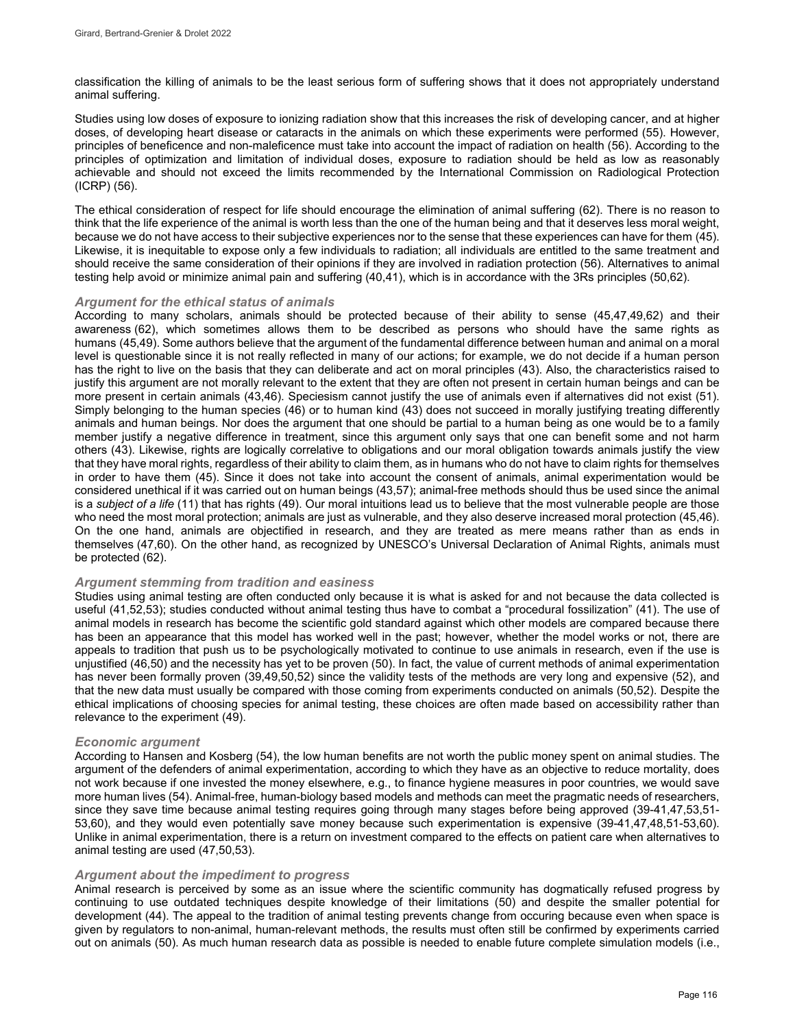classification the killing of animals to be the least serious form of suffering shows that it does not appropriately understand animal suffering.

Studies using low doses of exposure to ionizing radiation show that this increases the risk of developing cancer, and at higher doses, of developing heart disease or cataracts in the animals on which these experiments were performed (55). However, principles of beneficence and non-maleficence must take into account the impact of radiation on health (56). According to the principles of optimization and limitation of individual doses, exposure to radiation should be held as low as reasonably achievable and should not exceed the limits recommended by the International Commission on Radiological Protection (ICRP) (56).

The ethical consideration of respect for life should encourage the elimination of animal suffering (62). There is no reason to think that the life experience of the animal is worth less than the one of the human being and that it deserves less moral weight, because we do not have access to their subjective experiences nor to the sense that these experiences can have for them (45). Likewise, it is inequitable to expose only a few individuals to radiation; all individuals are entitled to the same treatment and should receive the same consideration of their opinions if they are involved in radiation protection (56). Alternatives to animal testing help avoid or minimize animal pain and suffering (40,41), which is in accordance with the 3Rs principles (50,62).

### *Argument for the ethical status of animals*

According to many scholars, animals should be protected because of their ability to sense (45,47,49,62) and their awareness (62), which sometimes allows them to be described as persons who should have the same rights as humans (45,49). Some authors believe that the argument of the fundamental difference between human and animal on a moral level is questionable since it is not really reflected in many of our actions; for example, we do not decide if a human person has the right to live on the basis that they can deliberate and act on moral principles (43). Also, the characteristics raised to justify this argument are not morally relevant to the extent that they are often not present in certain human beings and can be more present in certain animals (43,46). Speciesism cannot justify the use of animals even if alternatives did not exist (51). Simply belonging to the human species (46) or to human kind (43) does not succeed in morally justifying treating differently animals and human beings. Nor does the argument that one should be partial to a human being as one would be to a family member justify a negative difference in treatment, since this argument only says that one can benefit some and not harm others (43). Likewise, rights are logically correlative to obligations and our moral obligation towards animals justify the view that they have moral rights, regardless of their ability to claim them, as in humans who do not have to claim rights for themselves in order to have them (45). Since it does not take into account the consent of animals, animal experimentation would be considered unethical if it was carried out on human beings (43,57); animal-free methods should thus be used since the animal is a *subject of a life* (11) that has rights (49). Our moral intuitions lead us to believe that the most vulnerable people are those who need the most moral protection; animals are just as vulnerable, and they also deserve increased moral protection (45,46). On the one hand, animals are objectified in research, and they are treated as mere means rather than as ends in themselves (47,60). On the other hand, as recognized by UNESCO's Universal Declaration of Animal Rights, animals must be protected (62).

### *Argument stemming from tradition and easiness*

Studies using animal testing are often conducted only because it is what is asked for and not because the data collected is useful (41,52,53); studies conducted without animal testing thus have to combat a "procedural fossilization" (41). The use of animal models in research has become the scientific gold standard against which other models are compared because there has been an appearance that this model has worked well in the past; however, whether the model works or not, there are appeals to tradition that push us to be psychologically motivated to continue to use animals in research, even if the use is unjustified (46,50) and the necessity has yet to be proven (50). In fact, the value of current methods of animal experimentation has never been formally proven (39,49,50,52) since the validity tests of the methods are very long and expensive (52), and that the new data must usually be compared with those coming from experiments conducted on animals (50,52). Despite the ethical implications of choosing species for animal testing, these choices are often made based on accessibility rather than relevance to the experiment (49).

### *Economic argument*

According to Hansen and Kosberg (54), the low human benefits are not worth the public money spent on animal studies. The argument of the defenders of animal experimentation, according to which they have as an objective to reduce mortality, does not work because if one invested the money elsewhere, e.g., to finance hygiene measures in poor countries, we would save more human lives (54). Animal-free, human-biology based models and methods can meet the pragmatic needs of researchers, since they save time because animal testing requires going through many stages before being approved (39-41,47,53,51-53,60), and they would even potentially save money because such experimentation is expensive (39-41,47,48,51-53,60). Unlike in animal experimentation, there is a return on investment compared to the effects on patient care when alternatives to animal testing are used (47,50,53).

### *Argument about the impediment to progress*

Animal research is perceived by some as an issue where the scientific community has dogmatically refused progress by continuing to use outdated techniques despite knowledge of their limitations (50) and despite the smaller potential for development (44). The appeal to the tradition of animal testing prevents change from occuring because even when space is given by regulators to non-animal, human-relevant methods, the results must often still be confirmed by experiments carried out on animals (50). As much human research data as possible is needed to enable future complete simulation models (i.e.,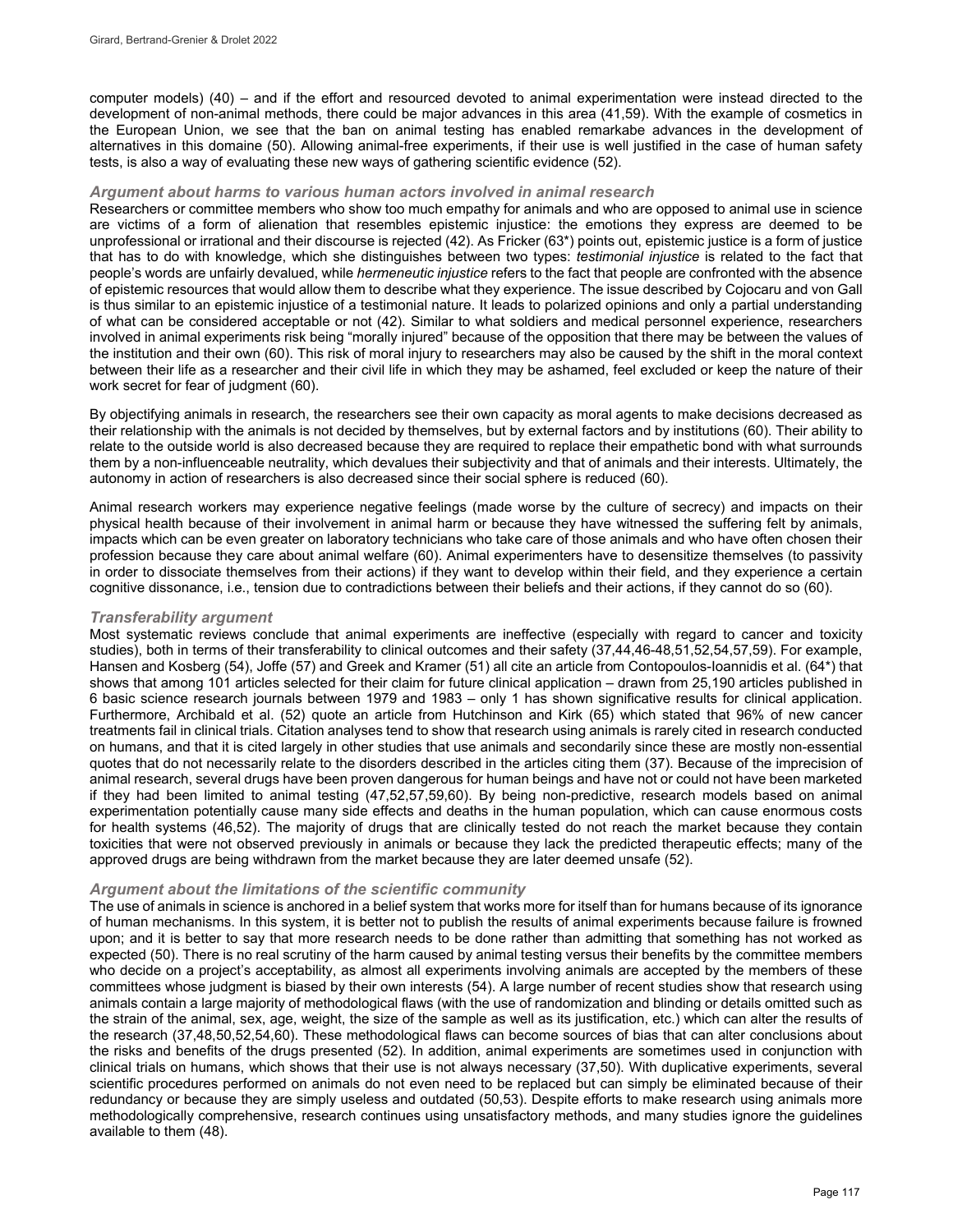computer models) (40) – and if the effort and resourced devoted to animal experimentation were instead directed to the development of non-animal methods, there could be major advances in this area (41,59). With the example of cosmetics in the European Union, we see that the ban on animal testing has enabled remarkabe advances in the development of alternatives in this domaine (50). Allowing animal-free experiments, if their use is well justified in the case of human safety tests, is also a way of evaluating these new ways of gathering scientific evidence (52).

### *Argument about harms to various human actors involved in animal research*

Researchers or committee members who show too much empathy for animals and who are opposed to animal use in science are victims of a form of alienation that resembles epistemic injustice: the emotions they express are deemed to be unprofessional or irrational and their discourse is rejected (42). As Fricker (63*) points out, epistemic justice is a form of justice that has to do with knowledge, which she distinguishes between two types: *testimonial injustice* is related to the fact that people's words are unfairly devalued, while *hermeneutic injustice* refers to the fact that people are confronted with the absence of epistemic resources that would allow them to describe what they experience. The issue described by Cojocaru and von Gall is thus similar to an epistemic injustice of a testimonial nature. It leads to polarized opinions and only a partial understanding of what can be considered acceptable or not (42). Similar to what soldiers and medical personnel experience, researchers involved in animal experiments risk being "morally injured" because of the opposition that there may be between the values of the institution and their own (60). This risk of moral injury to researchers may also be caused by the shift in the moral context between their life as a researcher and their civil life in which they may be ashamed, feel excluded or keep the nature of their work secret for fear of judgment (60).

By objectifying animals in research, the researchers see their own capacity as moral agents to make decisions decreased as their relationship with the animals is not decided by themselves, but by external factors and by institutions (60). Their ability to relate to the outside world is also decreased because they are required to replace their empathetic bond with what surrounds them by a non-influenceable neutrality, which devalues their subjectivity and that of animals and their interests. Ultimately, the autonomy in action of researchers is also decreased since their social sphere is reduced (60).

Animal research workers may experience negative feelings (made worse by the culture of secrecy) and impacts on their physical health because of their involvement in animal harm or because they have witnessed the suffering felt by animals, impacts which can be even greater on laboratory technicians who take care of those animals and who have often chosen their profession because they care about animal welfare (60). Animal experimenters have to desensitize themselves (to passivity in order to dissociate themselves from their actions) if they want to develop within their field, and they experience a certain cognitive dissonance, i.e., tension due to contradictions between their beliefs and their actions, if they cannot do so (60).

### *Transferability argument*

Most systematic reviews conclude that animal experiments are ineffective (especially with regard to cancer and toxicity studies), both in terms of their transferability to clinical outcomes and their safety (37,44,46-48,51,52,54,57,59). For example, Hansen and Kosberg (54), Joffe (57) and Greek and Kramer (51) all cite an article from Contopoulos-Ioannidis et al. (64*) that shows that among 101 articles selected for their claim for future clinical application – drawn from 25,190 articles published in 6 basic science research journals between 1979 and 1983 – only 1 has shown significative results for clinical application. Furthermore, Archibald et al. (52) quote an article from Hutchinson and Kirk (65) which stated that 96% of new cancer treatments fail in clinical trials. Citation analyses tend to show that research using animals is rarely cited in research conducted on humans, and that it is cited largely in other studies that use animals and secondarily since these are mostly non-essential quotes that do not necessarily relate to the disorders described in the articles citing them (37). Because of the imprecision of animal research, several drugs have been proven dangerous for human beings and have not or could not have been marketed if they had been limited to animal testing (47,52,57,59,60). By being non-predictive, research models based on animal experimentation potentially cause many side effects and deaths in the human population, which can cause enormous costs for health systems (46,52). The majority of drugs that are clinically tested do not reach the market because they contain toxicities that were not observed previously in animals or because they lack the predicted therapeutic effects; many of the approved drugs are being withdrawn from the market because they are later deemed unsafe (52).

### *Argument about the limitations of the scientific community*

The use of animals in science is anchored in a belief system that works more for itself than for humans because of its ignorance of human mechanisms. In this system, it is better not to publish the results of animal experiments because failure is frowned upon; and it is better to say that more research needs to be done rather than admitting that something has not worked as expected (50). There is no real scrutiny of the harm caused by animal testing versus their benefits by the committee members who decide on a project's acceptability, as almost all experiments involving animals are accepted by the members of these committees whose judgment is biased by their own interests (54). A large number of recent studies show that research using animals contain a large majority of methodological flaws (with the use of randomization and blinding or details omitted such as the strain of the animal, sex, age, weight, the size of the sample as well as its justification, etc.) which can alter the results of the research (37,48,50,52,54,60). These methodological flaws can become sources of bias that can alter conclusions about the risks and benefits of the drugs presented (52). In addition, animal experiments are sometimes used in conjunction with clinical trials on humans, which shows that their use is not always necessary (37,50). With duplicative experiments, several scientific procedures performed on animals do not even need to be replaced but can simply be eliminated because of their redundancy or because they are simply useless and outdated (50,53). Despite efforts to make research using animals more methodologically comprehensive, research continues using unsatisfactory methods, and many studies ignore the guidelines available to them (48).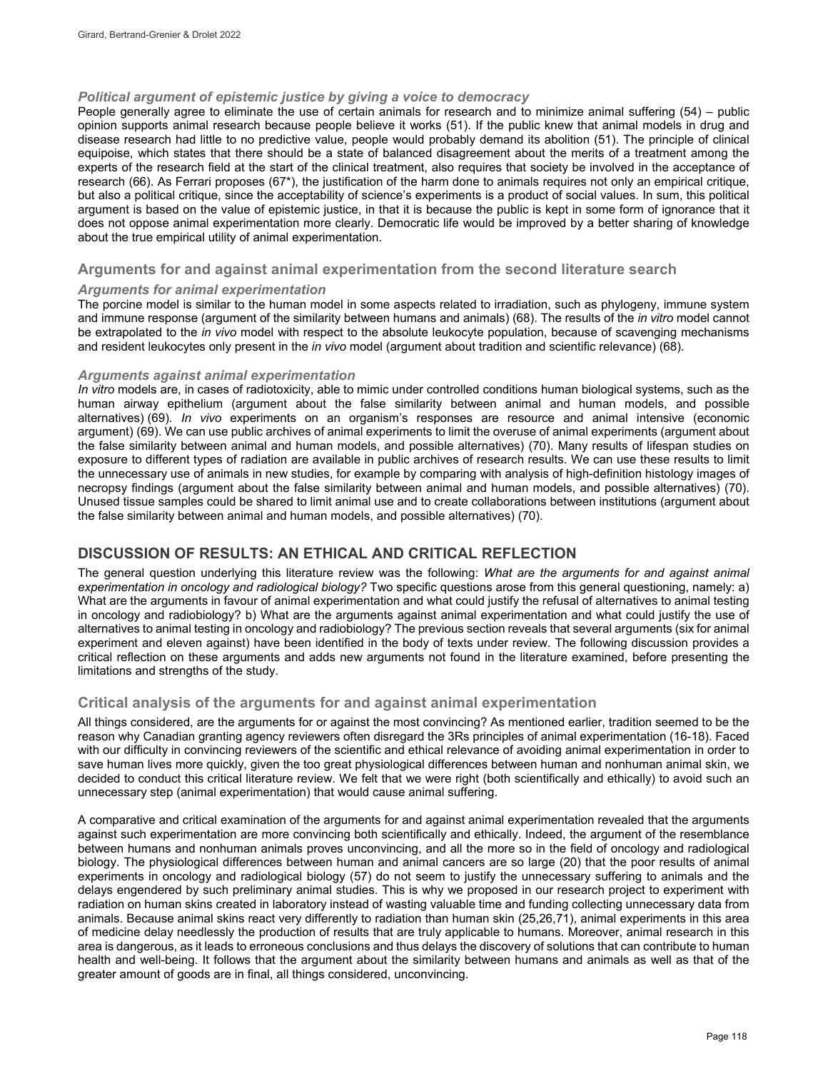### *Political argument of epistemic justice by giving a voice to democracy*

People generally agree to eliminate the use of certain animals for research and to minimize animal suffering (54) – public opinion supports animal research because people believe it works (51). If the public knew that animal models in drug and disease research had little to no predictive value, people would probably demand its abolition (51). The principle of clinical equipoise, which states that there should be a state of balanced disagreement about the merits of a treatment among the experts of the research field at the start of the clinical treatment, also requires that society be involved in the acceptance of research (66). As Ferrari proposes (67*), the justification of the harm done to animals requires not only an empirical critique, but also a political critique, since the acceptability of science's experiments is a product of social values. In sum, this political argument is based on the value of epistemic justice, in that it is because the public is kept in some form of ignorance that it does not oppose animal experimentation more clearly. Democratic life would be improved by a better sharing of knowledge about the true empirical utility of animal experimentation.

## Arguments for and against animal experimentation from the second literature search

### *Arguments for animal experimentation*

The porcine model is similar to the human model in some aspects related to irradiation, such as phylogeny, immune system and immune response (argument of the similarity between humans and animals) (68). The results of the *in vitro* model cannot be extrapolated to the *in vivo* model with respect to the absolute leukocyte population, because of scavenging mechanisms and resident leukocytes only present in the *in vivo* model (argument about tradition and scientific relevance) (68).

### *Arguments against animal experimentation*

*In vitro* models are, in cases of radiotoxicity, able to mimic under controlled conditions human biological systems, such as the human airway epithelium (argument about the false similarity between animal and human models, and possible alternatives) (69). *In vivo* experiments on an organism's responses are resource and animal intensive (economic argument) (69). We can use public archives of animal experiments to limit the overuse of animal experiments (argument about the false similarity between animal and human models, and possible alternatives) (70). Many results of lifespan studies on exposure to different types of radiation are available in public archives of research results. We can use these results to limit the unnecessary use of animals in new studies, for example by comparing with analysis of high-definition histology images of necropsy findings (argument about the false similarity between animal and human models, and possible alternatives) (70). Unused tissue samples could be shared to limit animal use and to create collaborations between institutions (argument about the false similarity between animal and human models, and possible alternatives) (70).

# DISCUSSION OF RESULTS: AN ETHICAL AND CRITICAL REFLECTION

The general question underlying this literature review was the following: *What are the arguments for and against animal experimentation in oncology and radiological biology?* Two specific questions arose from this general questioning, namely: a) What are the arguments in favour of animal experimentation and what could justify the refusal of alternatives to animal testing in oncology and radiobiology? b) What are the arguments against animal experimentation and what could justify the use of alternatives to animal testing in oncology and radiobiology? The previous section reveals that several arguments (six for animal experiment and eleven against) have been identified in the body of texts under review. The following discussion provides a critical reflection on these arguments and adds new arguments not found in the literature examined, before presenting the limitations and strengths of the study.

## Critical analysis of the arguments for and against animal experimentation

All things considered, are the arguments for or against the most convincing? As mentioned earlier, tradition seemed to be the reason why Canadian granting agency reviewers often disregard the 3Rs principles of animal experimentation (16-18). Faced with our difficulty in convincing reviewers of the scientific and ethical relevance of avoiding animal experimentation in order to save human lives more quickly, given the too great physiological differences between human and nonhuman animal skin, we decided to conduct this critical literature review. We felt that we were right (both scientifically and ethically) to avoid such an unnecessary step (animal experimentation) that would cause animal suffering.

A comparative and critical examination of the arguments for and against animal experimentation revealed that the arguments against such experimentation are more convincing both scientifically and ethically. Indeed, the argument of the resemblance between humans and nonhuman animals proves unconvincing, and all the more so in the field of oncology and radiological biology. The physiological differences between human and animal cancers are so large (20) that the poor results of animal experiments in oncology and radiological biology (57) do not seem to justify the unnecessary suffering to animals and the delays engendered by such preliminary animal studies. This is why we proposed in our research project to experiment with radiation on human skins created in laboratory instead of wasting valuable time and funding collecting unnecessary data from animals. Because animal skins react very differently to radiation than human skin (25,26,71), animal experiments in this area of medicine delay needlessly the production of results that are truly applicable to humans. Moreover, animal research in this area is dangerous, as it leads to erroneous conclusions and thus delays the discovery of solutions that can contribute to human health and well-being. It follows that the argument about the similarity between humans and animals as well as that of the greater amount of goods are in final, all things considered, unconvincing.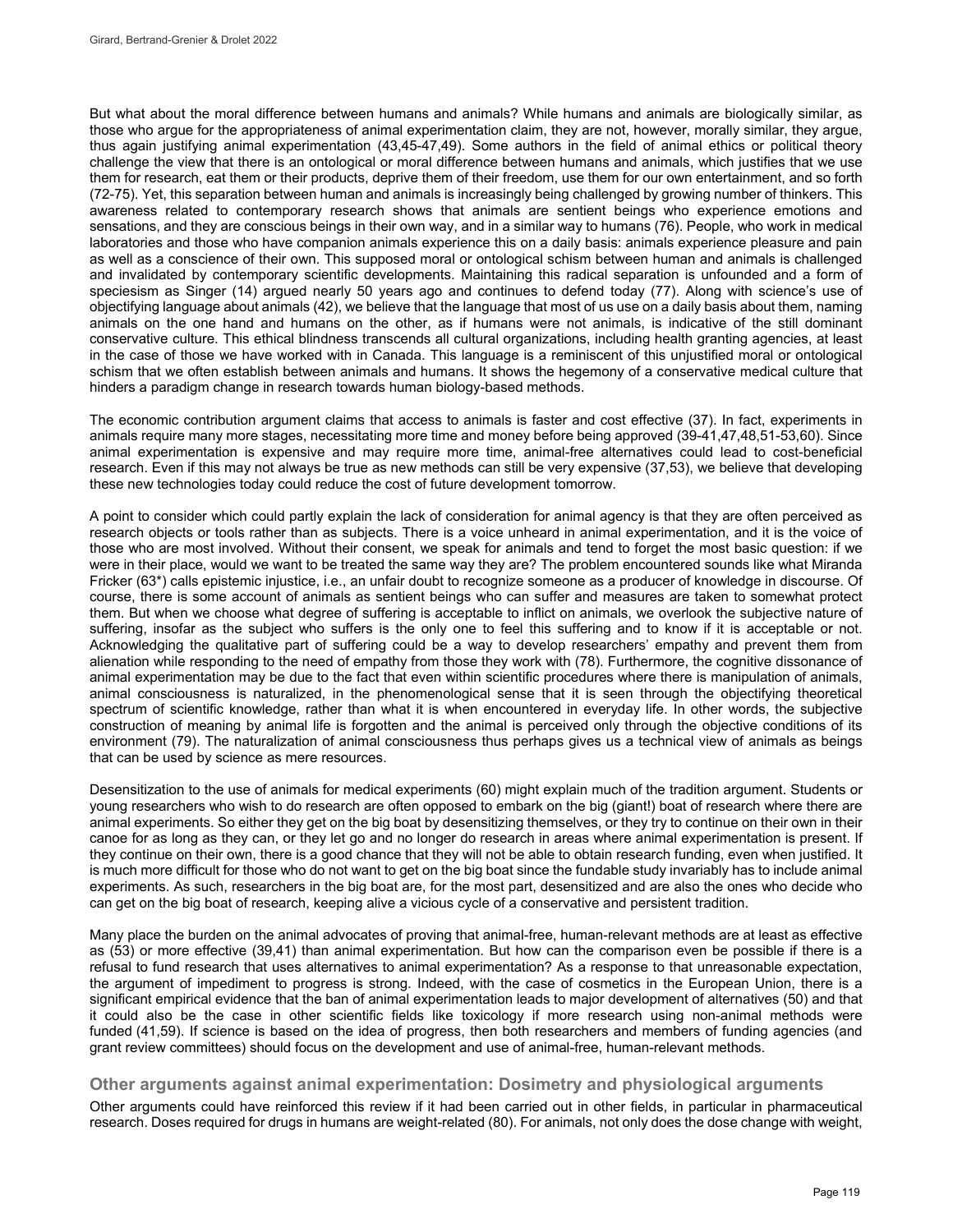But what about the moral difference between humans and animals? While humans and animals are biologically similar, as those who argue for the appropriateness of animal experimentation claim, they are not, however, morally similar, they argue, thus again justifying animal experimentation (43,45-47,49). Some authors in the field of animal ethics or political theory challenge the view that there is an ontological or moral difference between humans and animals, which justifies that we use them for research, eat them or their products, deprive them of their freedom, use them for our own entertainment, and so forth (72-75). Yet, this separation between human and animals is increasingly being challenged by growing number of thinkers. This awareness related to contemporary research shows that animals are sentient beings who experience emotions and sensations, and they are conscious beings in their own way, and in a similar way to humans (76). People, who work in medical laboratories and those who have companion animals experience this on a daily basis: animals experience pleasure and pain as well as a conscience of their own. This supposed moral or ontological schism between human and animals is challenged and invalidated by contemporary scientific developments. Maintaining this radical separation is unfounded and a form of speciesism as Singer (14) argued nearly 50 years ago and continues to defend today (77). Along with science's use of objectifying language about animals (42), we believe that the language that most of us use on a daily basis about them, naming animals on the one hand and humans on the other, as if humans were not animals, is indicative of the still dominant conservative culture. This ethical blindness transcends all cultural organizations, including health granting agencies, at least in the case of those we have worked with in Canada. This language is a reminiscent of this unjustified moral or ontological schism that we often establish between animals and humans. It shows the hegemony of a conservative medical culture that hinders a paradigm change in research towards human biology-based methods.

The economic contribution argument claims that access to animals is faster and cost effective (37). In fact, experiments in animals require many more stages, necessitating more time and money before being approved (39-41,47,48,51-53,60). Since animal experimentation is expensive and may require more time, animal-free alternatives could lead to cost-beneficial research. Even if this may not always be true as new methods can still be very expensive (37,53), we believe that developing these new technologies today could reduce the cost of future development tomorrow.

A point to consider which could partly explain the lack of consideration for animal agency is that they are often perceived as research objects or tools rather than as subjects. There is a voice unheard in animal experimentation, and it is the voice of those who are most involved. Without their consent, we speak for animals and tend to forget the most basic question: if we were in their place, would we want to be treated the same way they are? The problem encountered sounds like what Miranda Fricker (63*) calls epistemic injustice, i.e., an unfair doubt to recognize someone as a producer of knowledge in discourse. Of course, there is some account of animals as sentient beings who can suffer and measures are taken to somewhat protect them. But when we choose what degree of suffering is acceptable to inflict on animals, we overlook the subjective nature of suffering, insofar as the subject who suffers is the only one to feel this suffering and to know if it is acceptable or not. Acknowledging the qualitative part of suffering could be a way to develop researchers' empathy and prevent them from alienation while responding to the need of empathy from those they work with (78). Furthermore, the cognitive dissonance of animal experimentation may be due to the fact that even within scientific procedures where there is manipulation of animals, animal consciousness is naturalized, in the phenomenological sense that it is seen through the objectifying theoretical spectrum of scientific knowledge, rather than what it is when encountered in everyday life. In other words, the subjective construction of meaning by animal life is forgotten and the animal is perceived only through the objective conditions of its environment (79). The naturalization of animal consciousness thus perhaps gives us a technical view of animals as beings that can be used by science as mere resources.

Desensitization to the use of animals for medical experiments (60) might explain much of the tradition argument. Students or young researchers who wish to do research are often opposed to embark on the big (giant!) boat of research where there are animal experiments. So either they get on the big boat by desensitizing themselves, or they try to continue on their own in their canoe for as long as they can, or they let go and no longer do research in areas where animal experimentation is present. If they continue on their own, there is a good chance that they will not be able to obtain research funding, even when justified. It is much more difficult for those who do not want to get on the big boat since the fundable study invariably has to include animal experiments. As such, researchers in the big boat are, for the most part, desensitized and are also the ones who decide who can get on the big boat of research, keeping alive a vicious cycle of a conservative and persistent tradition.

Many place the burden on the animal advocates of proving that animal-free, human-relevant methods are at least as effective as (53) or more effective (39,41) than animal experimentation. But how can the comparison even be possible if there is a refusal to fund research that uses alternatives to animal experimentation? As a response to that unreasonable expectation, the argument of impediment to progress is strong. Indeed, with the case of cosmetics in the European Union, there is a significant empirical evidence that the ban of animal experimentation leads to major development of alternatives (50) and that it could also be the case in other scientific fields like toxicology if more research using non-animal methods were funded (41,59). If science is based on the idea of progress, then both researchers and members of funding agencies (and grant review committees) should focus on the development and use of animal-free, human-relevant methods.

## Other arguments against animal experimentation: Dosimetry and physiological arguments

Other arguments could have reinforced this review if it had been carried out in other fields, in particular in pharmaceutical research. Doses required for drugs in humans are weight-related (80). For animals, not only does the dose change with weight,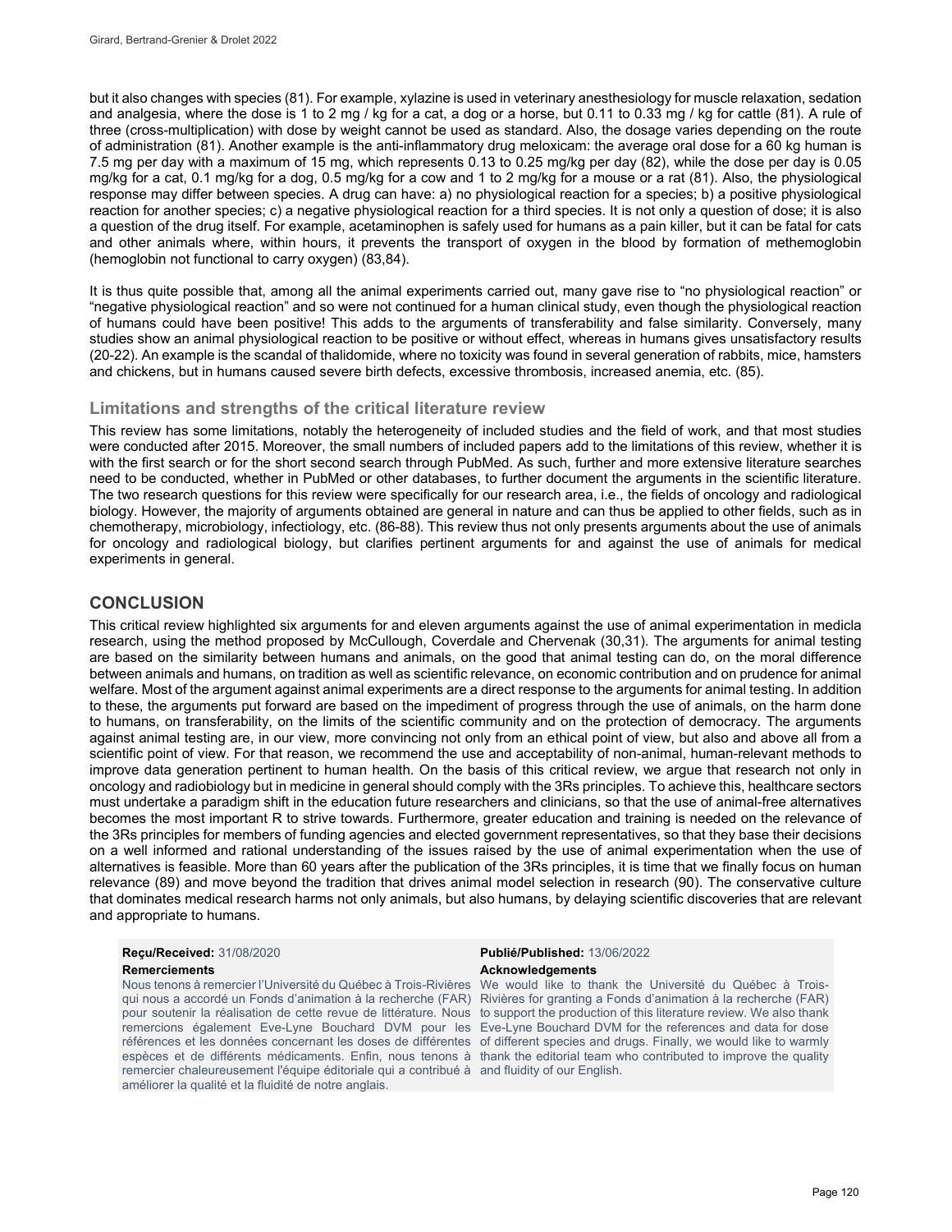but it also changes with species (81). For example, xylazine is used in veterinary anesthesiology for muscle relaxation, sedation and analgesia, where the dose is 1 to 2 mg / kg for a cat, a dog or a horse, but 0.11 to 0.33 mg / kg for cattle (81). A rule of three (cross-multiplication) with dose by weight cannot be used as standard. Also, the dosage varies depending on the route of administration (81). Another example is the anti-inflammatory drug meloxicam: the average oral dose for a 60 kg human is 7.5 mg per day with a maximum of 15 mg, which represents 0.13 to 0.25 mg/kg per day (82), while the dose per day is 0.05 mg/kg for a cat, 0.1 mg/kg for a dog, 0.5 mg/kg for a cow and 1 to 2 mg/kg for a mouse or a rat (81). Also, the physiological response may differ between species. A drug can have: a) no physiological reaction for a species; b) a positive physiological reaction for another species; c) a negative physiological reaction for a third species. It is not only a question of dose; it is also a question of the drug itself. For example, acetaminophen is safely used for humans as a pain killer, but it can be fatal for cats and other animals where, within hours, it prevents the transport of oxygen in the blood by formation of methemoglobin (hemoglobin not functional to carry oxygen) (83,84).

It is thus quite possible that, among all the animal experiments carried out, many gave rise to "no physiological reaction" or "negative physiological reaction" and so were not continued for a human clinical study, even though the physiological reaction of humans could have been positive! This adds to the arguments of transferability and false similarity. Conversely, many studies show an animal physiological reaction to be positive or without effect, whereas in humans gives unsatisfactory results (20-22). An example is the scandal of thalidomide, where no toxicity was found in several generation of rabbits, mice, hamsters and chickens, but in humans caused severe birth defects, excessive thrombosis, increased anemia, etc. (85).

### Limitations and strengths of the critical literature review

This review has some limitations, notably the heterogeneity of included studies and the field of work, and that most studies were conducted after 2015. Moreover, the small numbers of included papers add to the limitations of this review, whether it is with the first search or for the short second search through PubMed. As such, further and more extensive literature searches need to be conducted, whether in PubMed or other databases, to further document the arguments in the scientific literature. The two research questions for this review were specifically for our research area, i.e., the fields of oncology and radiological biology. However, the majority of arguments obtained are general in nature and can thus be applied to other fields, such as in chemotherapy, microbiology, infectiology, etc. (86-88). This review thus not only presents arguments about the use of animals for oncology and radiological biology, but clarifies pertinent arguments for and against the use of animals for medical experiments in general.

## CONCLUSION

This critical review highlighted six arguments for and eleven arguments against the use of animal experimentation in medicla research, using the method proposed by McCullough, Coverdale and Chervenak (30,31). The arguments for animal testing are based on the similarity between humans and animals, on the good that animal testing can do, on the moral difference between animals and humans, on tradition as well as scientific relevance, on economic contribution and on prudence for animal welfare. Most of the argument against animal experiments are a direct response to the arguments for animal testing. In addition to these, the arguments put forward are based on the impediment of progress through the use of animals, on the harm done to humans, on transferability, on the limits of the scientific community and on the protection of democracy. The arguments against animal testing are, in our view, more convincing not only from an ethical point of view, but also and above all from a scientific point of view. For that reason, we recommend the use and acceptability of non-animal, human-relevant methods to improve data generation pertinent to human health. On the basis of this critical review, we argue that research not only in oncology and radiobiology but in medicine in general should comply with the 3Rs principles. To achieve this, healthcare sectors must undertake a paradigm shift in the education future researchers and clinicians, so that the use of animal-free alternatives becomes the most important R to strive towards. Furthermore, greater education and training is needed on the relevance of the 3Rs principles for members of funding agencies and elected government representatives, so that they base their decisions on a well informed and rational understanding of the issues raised by the use of animal experimentation when the use of alternatives is feasible. More than 60 years after the publication of the 3Rs principles, it is time that we finally focus on human relevance (89) and move beyond the tradition that drives animal model selection in research (90). The conservative culture that dominates medical research harms not only animals, but also humans, by delaying scientific discoveries that are relevant and appropriate to humans.

**Reçu/Received:** 31/08/2020

**Remerciements**

Nous tenons à remercier l'Université du Québec à Trois-Rivières qui nous a accordé un Fonds d'animation à la recherche (FAR) pour soutenir la réalisation de cette revue de littérature. Nous remercions également Eve-Lyne Bouchard DVM pour les références et les données concernant les doses de différentes espèces et de différents médicaments. Enfin, nous tenons à remercier chaleureusement l'équipe éditoriale qui a contribué à améliorer la qualité et la fluidité de notre anglais.

**Publié/Published:** 13/06/2022

**Acknowledgements**

We would like to thank the Université du Québec à Trois-Rivières for granting a Fonds d'animation à la recherche (FAR) to support the production of this literature review. We also thank Eve-Lyne Bouchard DVM for the references and data for dose of different species and drugs. Finally, we would like to warmly thank the editorial team who contributed to improve the quality and fluidity of our English.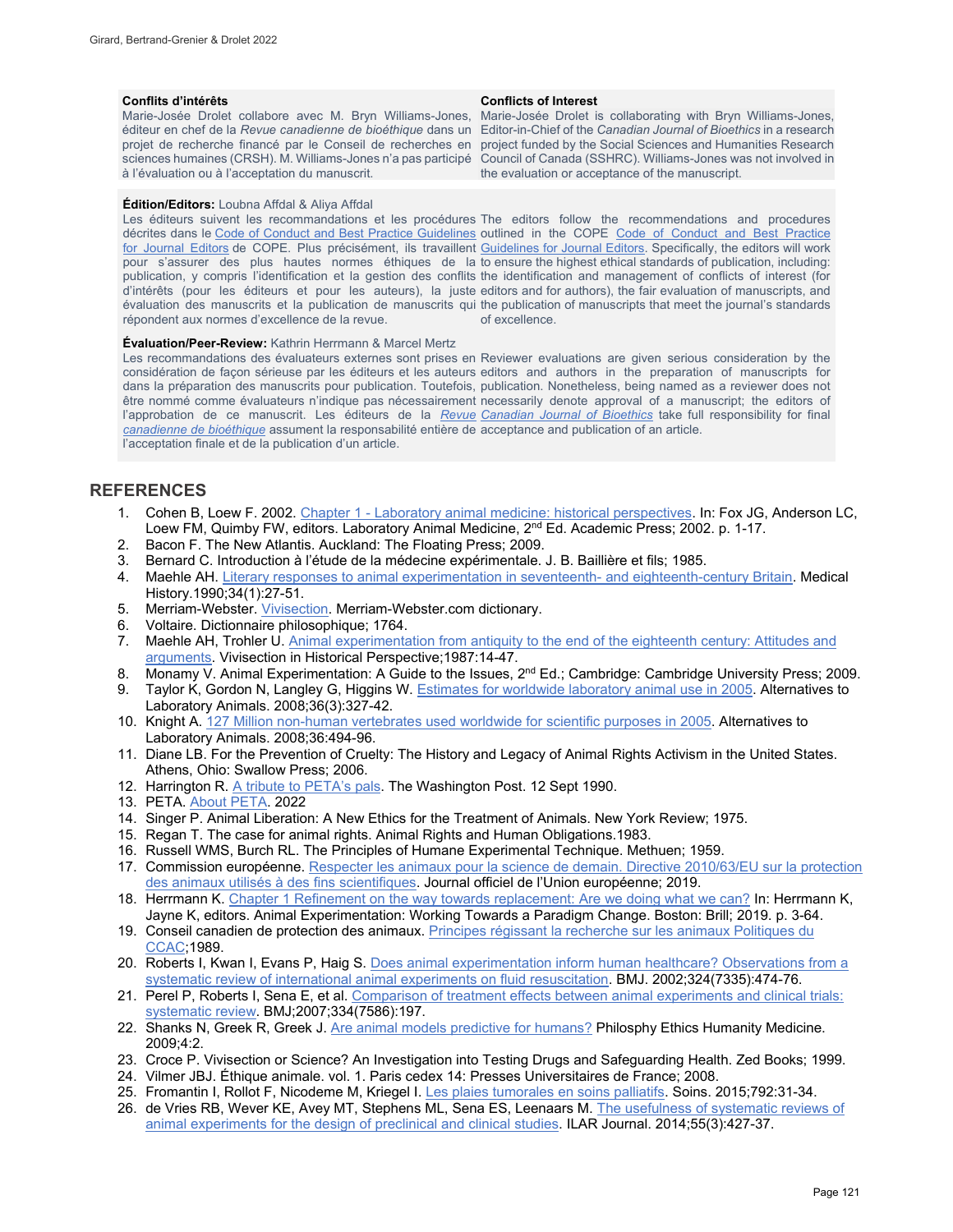**Conflits d'intérêts**

Marie-Josée Drolet collabore avec M. Bryn Williams-Jones, éditeur en chef de la *Revue canadienne de bioéthique* dans un projet de recherche financé par le Conseil de recherches en sciences humaines (CRSH). M. Williams-Jones n'a pas participé à l'évaluation ou à l'acceptation du manuscrit.

**Conflicts of Interest**

Marie-Josée Drolet is collaborating with Bryn Williams-Jones, Editor-in-Chief of the *Canadian Journal of Bioethics* in a research project funded by the Social Sciences and Humanities Research Council of Canada (SSHRC). Williams-Jones was not involved in the evaluation or acceptance of the manuscript.

**Édition/Editors:** Loubna Affdal & Aliya Affdal

Les éditeurs suivent les recommandations et les procédures décrites dans le Code of Conduct and Best Practice Guidelines for Journal Editors de COPE. Plus précisément, ils travaillent pour s'assurer des plus hautes normes éthiques de la publication, y compris l'identification et la gestion des conflits d'intérêts (pour les éditeurs et pour les auteurs), la juste évaluation des manuscrits et la publication de manuscrits qui répondent aux normes d'excellence de la revue.

The editors follow the recommendations and procedures outlined in the COPE Code of Conduct and Best Practice Guidelines for Journal Editors. Specifically, the editors will work to ensure the highest ethical standards of publication, including: the identification and management of conflicts of interest (for editors and for authors), the fair evaluation of manuscripts, and the publication of manuscripts that meet the journal's standards of excellence.

**Évaluation/Peer-Review:** Kathrin Herrmann & Marcel Mertz

Les recommandations des évaluateurs externes sont prises en considération de façon sérieuse par les éditeurs et les auteurs dans la préparation des manuscrits pour publication. Toutefois, être nommé comme évaluateurs n'indique pas nécessairement l'approbation de ce manuscrit. Les éditeurs de la *Revue canadienne de bioéthique* assument la responsabilité entière de l'acceptation finale et de la publication d'un article.

Reviewer evaluations are given serious consideration by the editors and authors in the preparation of manuscripts for publication. Nonetheless, being named as a reviewer does not necessarily denote approval of a manuscript; the editors of *Canadian Journal of Bioethics* take full responsibility for final acceptance and publication of an article.

## REFERENCES

1. Cohen B, Loew F. 2002. Chapter 1 - Laboratory animal medicine: historical perspectives. In: Fox JG, Anderson LC, Loew FM, Quimby FW, editors. Laboratory Animal Medicine, 2nd Ed. Academic Press; 2002. p. 1-17.
2. Bacon F. The New Atlantis. Auckland: The Floating Press; 2009.
3. Bernard C. Introduction à l'étude de la médecine expérimentale. J. B. Baillière et fils; 1985.
4. Maehle AH. Literary responses to animal experimentation in seventeenth- and eighteenth-century Britain. Medical History.1990;34(1):27-51.
5. Merriam-Webster. Vivisection. Merriam-Webster.com dictionary.
6. Voltaire. Dictionnaire philosophique; 1764.
7. Maehle AH, Trohler U. Animal experimentation from antiquity to the end of the eighteenth century: Attitudes and arguments. Vivisection in Historical Perspective;1987:14-47.
8. Monamy V. Animal Experimentation: A Guide to the Issues, 2nd Ed.; Cambridge: Cambridge University Press; 2009.
9. Taylor K, Gordon N, Langley G, Higgins W. Estimates for worldwide laboratory animal use in 2005. Alternatives to Laboratory Animals. 2008;36(3):327-42.
10. Knight A. 127 Million non-human vertebrates used worldwide for scientific purposes in 2005. Alternatives to Laboratory Animals. 2008;36:494-96.
11. Diane LB. For the Prevention of Cruelty: The History and Legacy of Animal Rights Activism in the United States. Athens, Ohio: Swallow Press; 2006.
12. Harrington R. A tribute to PETA's pals. The Washington Post. 12 Sept 1990.
13. PETA. About PETA. 2022
14. Singer P. Animal Liberation: A New Ethics for the Treatment of Animals. New York Review; 1975.
15. Regan T. The case for animal rights. Animal Rights and Human Obligations.1983.
16. Russell WMS, Burch RL. The Principles of Humane Experimental Technique. Methuen; 1959.
17. Commission européenne. Respecter les animaux pour la science de demain. Directive 2010/63/EU sur la protection des animaux utilisés à des fins scientifiques. Journal officiel de l'Union européenne; 2019.
18. Herrmann K. Chapter 1 Refinement on the way towards replacement: Are we doing what we can? In: Herrmann K, Jayne K, editors. Animal Experimentation: Working Towards a Paradigm Change. Boston: Brill; 2019. p. 3-64.
19. Conseil canadien de protection des animaux. Principes régissant la recherche sur les animaux Politiques du CCAC;1989.
20. Roberts I, Kwan I, Evans P, Haig S. Does animal experimentation inform human healthcare? Observations from a systematic review of international animal experiments on fluid resuscitation. BMJ. 2002;324(7335):474-76.
21. Perel P, Roberts I, Sena E, et al. Comparison of treatment effects between animal experiments and clinical trials: systematic review. BMJ;2007;334(7586):197.
22. Shanks N, Greek R, Greek J. Are animal models predictive for humans? Philosphy Ethics Humanity Medicine. 2009;4:2.
23. Croce P. Vivisection or Science? An Investigation into Testing Drugs and Safeguarding Health. Zed Books; 1999.
24. Vilmer JBJ. Éthique animale. vol. 1. Paris cedex 14: Presses Universitaires de France; 2008.
25. Fromantin I, Rollot F, Nicodeme M, Kriegel I. Les plaies tumorales en soins palliatifs. Soins. 2015;792:31-34.
26. de Vries RB, Wever KE, Avey MT, Stephens ML, Sena ES, Leenaars M. The usefulness of systematic reviews of animal experiments for the design of preclinical and clinical studies. ILAR Journal. 2014;55(3):427-37.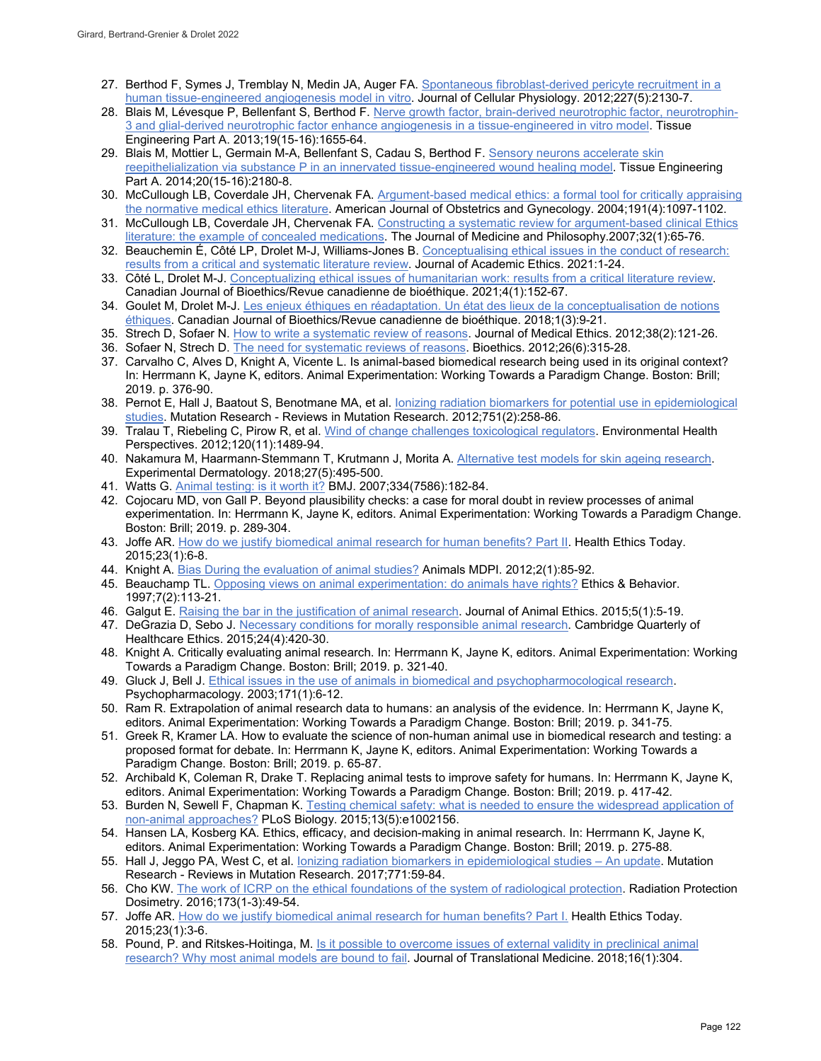27. Berthod F, Symes J, Tremblay N, Medin JA, Auger FA. Spontaneous fibroblast-derived pericyte recruitment in a human tissue-engineered angiogenesis model in vitro. Journal of Cellular Physiology. 2012;227(5):2130-7.
28. Blais M, Lévesque P, Bellenfant S, Berthod F. Nerve growth factor, brain-derived neurotrophic factor, neurotrophin-3 and glial-derived neurotrophic factor enhance angiogenesis in a tissue-engineered in vitro model. Tissue Engineering Part A. 2013;19(15-16):1655-64.
29. Blais M, Mottier L, Germain M-A, Bellenfant S, Cadau S, Berthod F. Sensory neurons accelerate skin reepithelialization via substance P in an innervated tissue-engineered wound healing model. Tissue Engineering Part A. 2014;20(15-16):2180-8.
30. McCullough LB, Coverdale JH, Chervenak FA. Argument-based medical ethics: a formal tool for critically appraising the normative medical ethics literature. American Journal of Obstetrics and Gynecology. 2004;191(4):1097-1102.
31. McCullough LB, Coverdale JH, Chervenak FA. Constructing a systematic review for argument-based clinical Ethics literature: the example of concealed medications. The Journal of Medicine and Philosophy.2007;32(1):65-76.
32. Beauchemin É, Côté LP, Drolet M-J, Williams-Jones B. Conceptualising ethical issues in the conduct of research: results from a critical and systematic literature review. Journal of Academic Ethics. 2021:1-24.
33. Côté L, Drolet M-J. Conceptualizing ethical issues of humanitarian work: results from a critical literature review. Canadian Journal of Bioethics/Revue canadienne de bioéthique. 2021;4(1):152-67.
34. Goulet M, Drolet M-J. Les enjeux éthiques en réadaptation. Un état des lieux de la conceptualisation de notions éthiques. Canadian Journal of Bioethics/Revue canadienne de bioéthique. 2018;1(3):9-21.
35. Strech D, Sofaer N. How to write a systematic review of reasons. Journal of Medical Ethics. 2012;38(2):121-26.
36. Sofaer N, Strech D. The need for systematic reviews of reasons. Bioethics. 2012;26(6):315-28.
37. Carvalho C, Alves D, Knight A, Vicente L. Is animal-based biomedical research being used in its original context? In: Herrmann K, Jayne K, editors. Animal Experimentation: Working Towards a Paradigm Change. Boston: Brill; 2019. p. 376-90.
38. Pernot E, Hall J, Baatout S, Benotmane MA, et al. Ionizing radiation biomarkers for potential use in epidemiological studies. Mutation Research - Reviews in Mutation Research. 2012;751(2):258-86.
39. Tralau T, Riebeling C, Pirow R, et al. Wind of change challenges toxicological regulators. Environmental Health Perspectives. 2012;120(11):1489-94.
40. Nakamura M, Haarmann-Stemmann T, Krutmann J, Morita A. Alternative test models for skin ageing research. Experimental Dermatology. 2018;27(5):495-500.
41. Watts G. Animal testing: is it worth it? BMJ. 2007;334(7586):182-84.
42. Cojocaru MD, von Gall P. Beyond plausibility checks: a case for moral doubt in review processes of animal experimentation. In: Herrmann K, Jayne K, editors. Animal Experimentation: Working Towards a Paradigm Change. Boston: Brill; 2019. p. 289-304.
43. Joffe AR. How do we justify biomedical animal research for human benefits? Part II. Health Ethics Today. 2015;23(1):6-8.
44. Knight A. Bias During the evaluation of animal studies? Animals MDPI. 2012;2(1):85-92.
45. Beauchamp TL. Opposing views on animal experimentation: do animals have rights? Ethics & Behavior. 1997;7(2):113-21.
46. Galgut E. Raising the bar in the justification of animal research. Journal of Animal Ethics. 2015;5(1):5-19.
47. DeGrazia D, Sebo J. Necessary conditions for morally responsible animal research. Cambridge Quarterly of Healthcare Ethics. 2015;24(4):420-30.
48. Knight A. Critically evaluating animal research. In: Herrmann K, Jayne K, editors. Animal Experimentation: Working Towards a Paradigm Change. Boston: Brill; 2019. p. 321-40.
49. Gluck J, Bell J. Ethical issues in the use of animals in biomedical and psychopharmocological research. Psychopharmacology. 2003;171(1):6-12.
50. Ram R. Extrapolation of animal research data to humans: an analysis of the evidence. In: Herrmann K, Jayne K, editors. Animal Experimentation: Working Towards a Paradigm Change. Boston: Brill; 2019. p. 341-75.
51. Greek R, Kramer LA. How to evaluate the science of non-human animal use in biomedical research and testing: a proposed format for debate. In: Herrmann K, Jayne K, editors. Animal Experimentation: Working Towards a Paradigm Change. Boston: Brill; 2019. p. 65-87.
52. Archibald K, Coleman R, Drake T. Replacing animal tests to improve safety for humans. In: Herrmann K, Jayne K, editors. Animal Experimentation: Working Towards a Paradigm Change. Boston: Brill; 2019. p. 417-42.
53. Burden N, Sewell F, Chapman K. Testing chemical safety: what is needed to ensure the widespread application of non-animal approaches? PLoS Biology. 2015;13(5):e1002156.
54. Hansen LA, Kosberg KA. Ethics, efficacy, and decision-making in animal research. In: Herrmann K, Jayne K, editors. Animal Experimentation: Working Towards a Paradigm Change. Boston: Brill; 2019. p. 275-88.
55. Hall J, Jeggo PA, West C, et al. Ionizing radiation biomarkers in epidemiological studies – An update. Mutation Research - Reviews in Mutation Research. 2017;771:59-84.
56. Cho KW. The work of ICRP on the ethical foundations of the system of radiological protection. Radiation Protection Dosimetry. 2016;173(1-3):49-54.
57. Joffe AR. How do we justify biomedical animal research for human benefits? Part I. Health Ethics Today. 2015;23(1):3-6.
58. Pound, P. and Ritskes-Hoitinga, M. Is it possible to overcome issues of external validity in preclinical animal research? Why most animal models are bound to fail. Journal of Translational Medicine. 2018;16(1):304.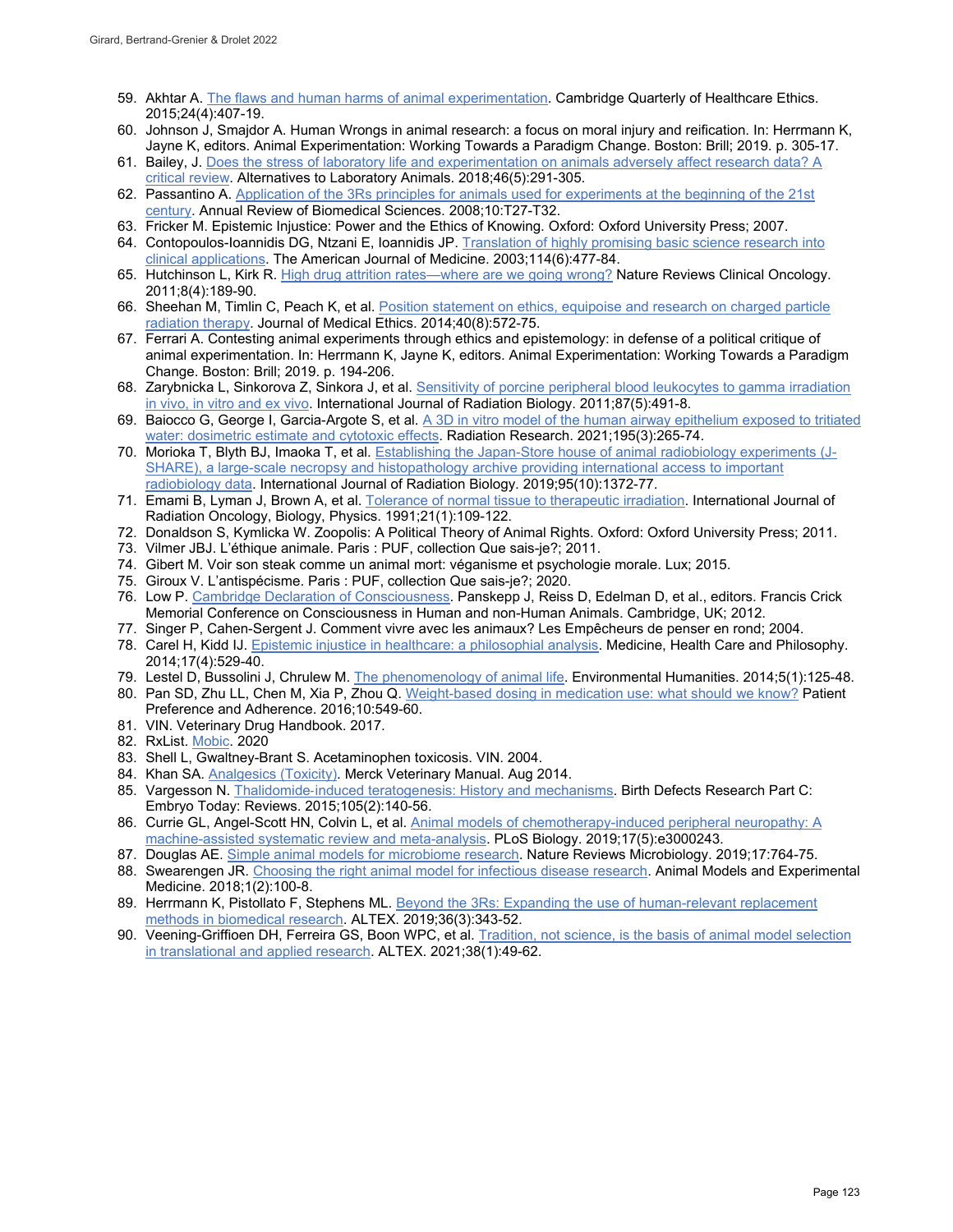59. Akhtar A. The flaws and human harms of animal experimentation. Cambridge Quarterly of Healthcare Ethics. 2015;24(4):407-19.
60. Johnson J, Smajdor A. Human Wrongs in animal research: a focus on moral injury and reification. In: Herrmann K, Jayne K, editors. Animal Experimentation: Working Towards a Paradigm Change. Boston: Brill; 2019. p. 305-17.
61. Bailey, J. Does the stress of laboratory life and experimentation on animals adversely affect research data? A critical review. Alternatives to Laboratory Animals. 2018;46(5):291-305.
62. Passantino A. Application of the 3Rs principles for animals used for experiments at the beginning of the 21st century. Annual Review of Biomedical Sciences. 2008;10:T27-T32.
63. Fricker M. Epistemic Injustice: Power and the Ethics of Knowing. Oxford: Oxford University Press; 2007.
64. Contopoulos-Ioannidis DG, Ntzani E, Ioannidis JP. Translation of highly promising basic science research into clinical applications. The American Journal of Medicine. 2003;114(6):477-84.
65. Hutchinson L, Kirk R. High drug attrition rates—where are we going wrong? Nature Reviews Clinical Oncology. 2011;8(4):189-90.
66. Sheehan M, Timlin C, Peach K, et al. Position statement on ethics, equipoise and research on charged particle radiation therapy. Journal of Medical Ethics. 2014;40(8):572-75.
67. Ferrari A. Contesting animal experiments through ethics and epistemology: in defense of a political critique of animal experimentation. In: Herrmann K, Jayne K, editors. Animal Experimentation: Working Towards a Paradigm Change. Boston: Brill; 2019. p. 194-206.
68. Zarybnicka L, Sinkorova Z, Sinkora J, et al. Sensitivity of porcine peripheral blood leukocytes to gamma irradiation in vivo, in vitro and ex vivo. International Journal of Radiation Biology. 2011;87(5):491-8.
69. Baiocco G, George I, Garcia-Argote S, et al. A 3D in vitro model of the human airway epithelium exposed to tritiated water: dosimetric estimate and cytotoxic effects. Radiation Research. 2021;195(3):265-74.
70. Morioka T, Blyth BJ, Imaoka T, et al. Establishing the Japan-Store house of animal radiobiology experiments (J-SHARE), a large-scale necropsy and histopathology archive providing international access to important radiobiology data. International Journal of Radiation Biology. 2019;95(10):1372-77.
71. Emami B, Lyman J, Brown A, et al. Tolerance of normal tissue to therapeutic irradiation. International Journal of Radiation Oncology, Biology, Physics. 1991;21(1):109-122.
72. Donaldson S, Kymlicka W. Zoopolis: A Political Theory of Animal Rights. Oxford: Oxford University Press; 2011.
73. Vilmer JBJ. L'éthique animale. Paris : PUF, collection Que sais-je?; 2011.
74. Gibert M. Voir son steak comme un animal mort: véganisme et psychologie morale. Lux; 2015.
75. Giroux V. L'antispécisme. Paris : PUF, collection Que sais-je?; 2020.
76. Low P. Cambridge Declaration of Consciousness. Panskepp J, Reiss D, Edelman D, et al., editors. Francis Crick Memorial Conference on Consciousness in Human and non-Human Animals. Cambridge, UK; 2012.
77. Singer P, Cahen-Sergent J. Comment vivre avec les animaux? Les Empêcheurs de penser en rond; 2004.
78. Carel H, Kidd IJ. Epistemic injustice in healthcare: a philosophial analysis. Medicine, Health Care and Philosophy. 2014;17(4):529-40.
79. Lestel D, Bussolini J, Chrulew M. The phenomenology of animal life. Environmental Humanities. 2014;5(1):125-48.
80. Pan SD, Zhu LL, Chen M, Xia P, Zhou Q. Weight-based dosing in medication use: what should we know? Patient Preference and Adherence. 2016;10:549-60.
81. VIN. Veterinary Drug Handbook. 2017.
82. RxList. Mobic. 2020
83. Shell L, Gwaltney-Brant S. Acetaminophen toxicosis. VIN. 2004.
84. Khan SA. Analgesics (Toxicity). Merck Veterinary Manual. Aug 2014.
85. Vargesson N. Thalidomide-induced teratogenesis: History and mechanisms. Birth Defects Research Part C: Embryo Today: Reviews. 2015;105(2):140-56.
86. Currie GL, Angel-Scott HN, Colvin L, et al. Animal models of chemotherapy-induced peripheral neuropathy: A machine-assisted systematic review and meta-analysis. PLoS Biology. 2019;17(5):e3000243.
87. Douglas AE. Simple animal models for microbiome research. Nature Reviews Microbiology. 2019;17:764-75.
88. Swearengen JR. Choosing the right animal model for infectious disease research. Animal Models and Experimental Medicine. 2018;1(2):100-8.
89. Herrmann K, Pistollato F, Stephens ML. Beyond the 3Rs: Expanding the use of human-relevant replacement methods in biomedical research. ALTEX. 2019;36(3):343-52.
90. Veening-Griffioen DH, Ferreira GS, Boon WPC, et al. Tradition, not science, is the basis of animal model selection in translational and applied research. ALTEX. 2021;38(1):49-62.